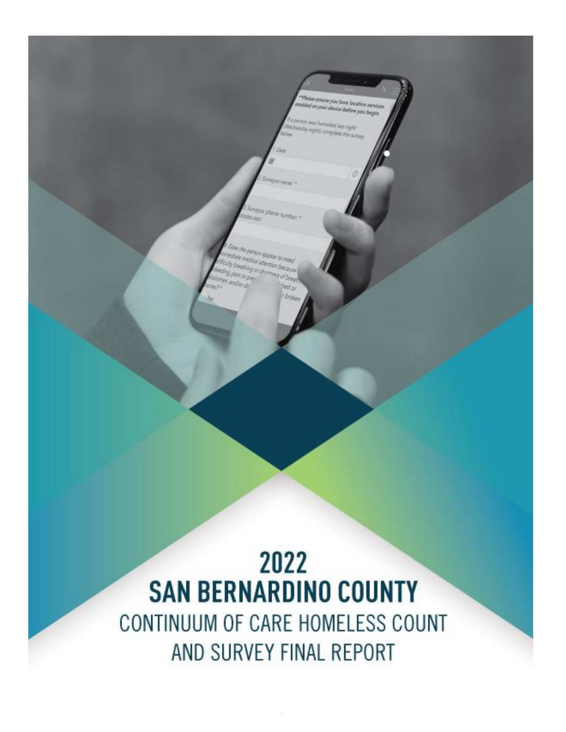# 2022 SAN BERNARDINO COUNTY

## CONTINUUM OF CARE HOMELESS COUNT AND SURVEY FINAL REPORT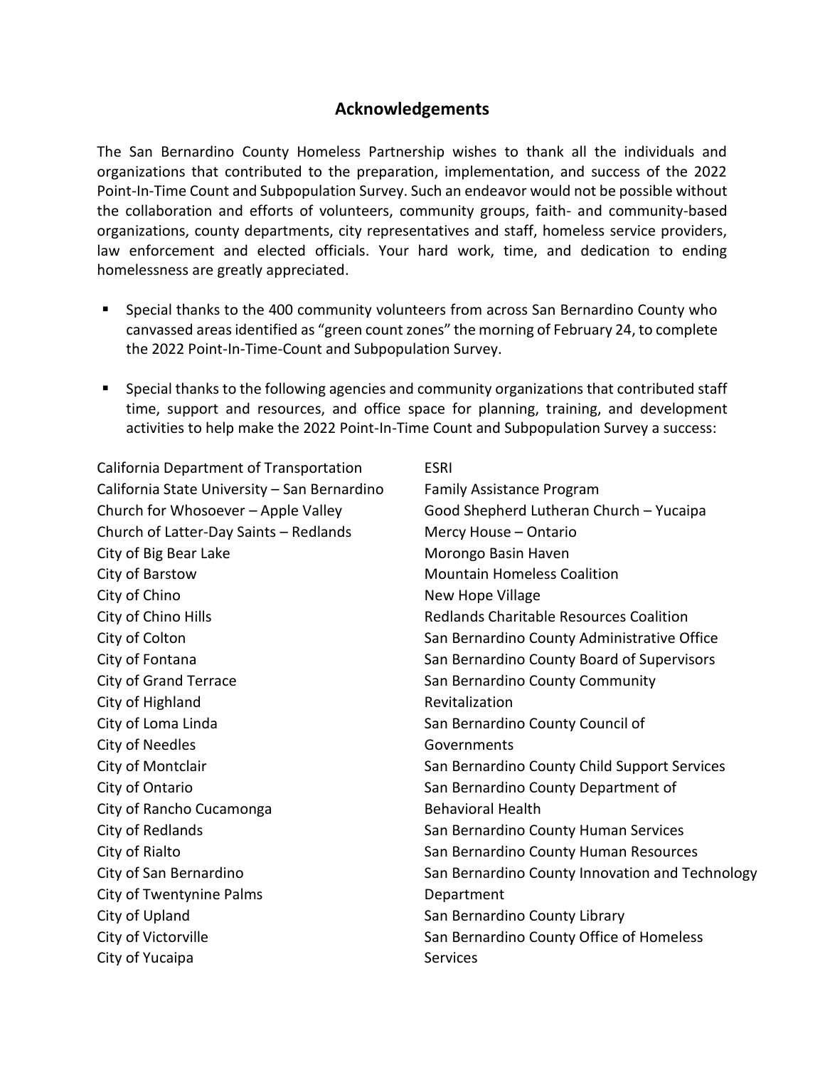## Acknowledgements

The San Bernardino County Homeless Partnership wishes to thank all the individuals and organizations that contributed to the preparation, implementation, and success of the 2022 Point-In-Time Count and Subpopulation Survey. Such an endeavor would not be possible without the collaboration and efforts of volunteers, community groups, faith- and community-based organizations, county departments, city representatives and staff, homeless service providers, law enforcement and elected officials. Your hard work, time, and dedication to ending homelessness are greatly appreciated.

- Special thanks to the 400 community volunteers from across San Bernardino County who canvassed areas identified as "green count zones" the morning of February 24, to complete the 2022 Point-In-Time-Count and Subpopulation Survey.
- Special thanks to the following agencies and community organizations that contributed staff time, support and resources, and office space for planning, training, and development activities to help make the 2022 Point-In-Time Count and Subpopulation Survey a success:

California Department of Transportation
California State University – San Bernardino
Church for Whosoever – Apple Valley
Church of Latter-Day Saints – Redlands
City of Big Bear Lake
City of Barstow
City of Chino
City of Chino Hills
City of Colton
City of Fontana
City of Grand Terrace
City of Highland
City of Loma Linda
City of Needles
City of Montclair
City of Ontario
City of Rancho Cucamonga
City of Redlands
City of Rialto
City of San Bernardino
City of Twentynine Palms
City of Upland
City of Victorville
City of Yucaipa
ESRI
Family Assistance Program
Good Shepherd Lutheran Church – Yucaipa
Mercy House – Ontario
Morongo Basin Haven
Mountain Homeless Coalition
New Hope Village
Redlands Charitable Resources Coalition
San Bernardino County Administrative Office
San Bernardino County Board of Supervisors
San Bernardino County Community Revitalization
San Bernardino County Council of Governments
San Bernardino County Child Support Services
San Bernardino County Department of Behavioral Health
San Bernardino County Human Services
San Bernardino County Human Resources
San Bernardino County Innovation and Technology Department
San Bernardino County Library
San Bernardino County Office of Homeless Services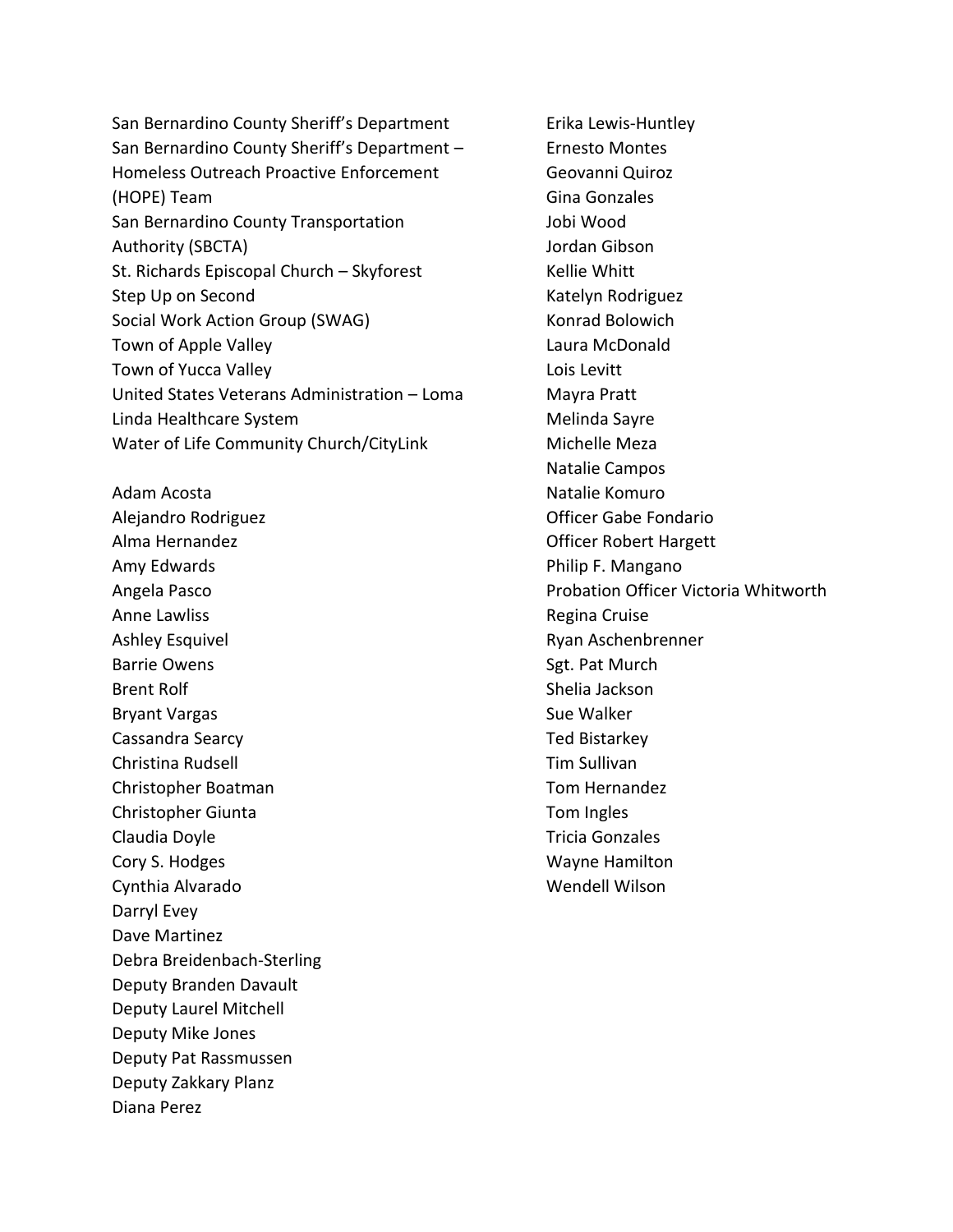San Bernardino County Sheriff's Department
San Bernardino County Sheriff's Department – Homeless Outreach Proactive Enforcement (HOPE) Team
San Bernardino County Transportation Authority (SBCTA)
St. Richards Episcopal Church – Skyforest
Step Up on Second
Social Work Action Group (SWAG)
Town of Apple Valley
Town of Yucca Valley
United States Veterans Administration – Loma Linda Healthcare System
Water of Life Community Church/CityLink

Adam Acosta
Alejandro Rodriguez
Alma Hernandez
Amy Edwards
Angela Pasco
Anne Lawliss
Ashley Esquivel
Barrie Owens
Brent Rolf
Bryant Vargas
Cassandra Searcy
Christina Rudsell
Christopher Boatman
Christopher Giunta
Claudia Doyle
Cory S. Hodges
Cynthia Alvarado
Darryl Evey
Dave Martinez
Debra Breidenbach-Sterling
Deputy Branden Davault
Deputy Laurel Mitchell
Deputy Mike Jones
Deputy Pat Rassmussen
Deputy Zakkary Planz
Diana Perez
Erika Lewis-Huntley
Ernesto Montes
Geovanni Quiroz
Gina Gonzales
Jobi Wood
Jordan Gibson
Kellie Whitt
Katelyn Rodriguez
Konrad Bolowich
Laura McDonald
Lois Levitt
Mayra Pratt
Melinda Sayre
Michelle Meza
Natalie Campos
Natalie Komuro
Officer Gabe Fondario
Officer Robert Hargett
Philip F. Mangano
Probation Officer Victoria Whitworth
Regina Cruise
Ryan Aschenbrenner
Sgt. Pat Murch
Shelia Jackson
Sue Walker
Ted Bistarkey
Tim Sullivan
Tom Hernandez
Tom Ingles
Tricia Gonzales
Wayne Hamilton
Wendell Wilson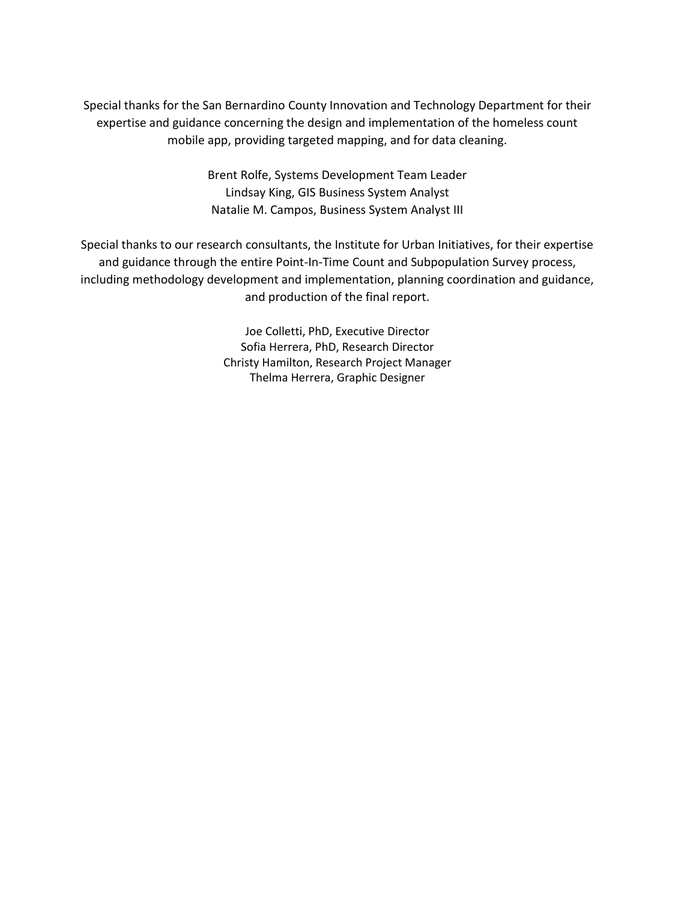Special thanks for the San Bernardino County Innovation and Technology Department for their expertise and guidance concerning the design and implementation of the homeless count mobile app, providing targeted mapping, and for data cleaning.

Brent Rolfe, Systems Development Team Leader
Lindsay King, GIS Business System Analyst
Natalie M. Campos, Business System Analyst III

Special thanks to our research consultants, the Institute for Urban Initiatives, for their expertise and guidance through the entire Point-In-Time Count and Subpopulation Survey process, including methodology development and implementation, planning coordination and guidance, and production of the final report.

Joe Colletti, PhD, Executive Director
Sofia Herrera, PhD, Research Director
Christy Hamilton, Research Project Manager
Thelma Herrera, Graphic Designer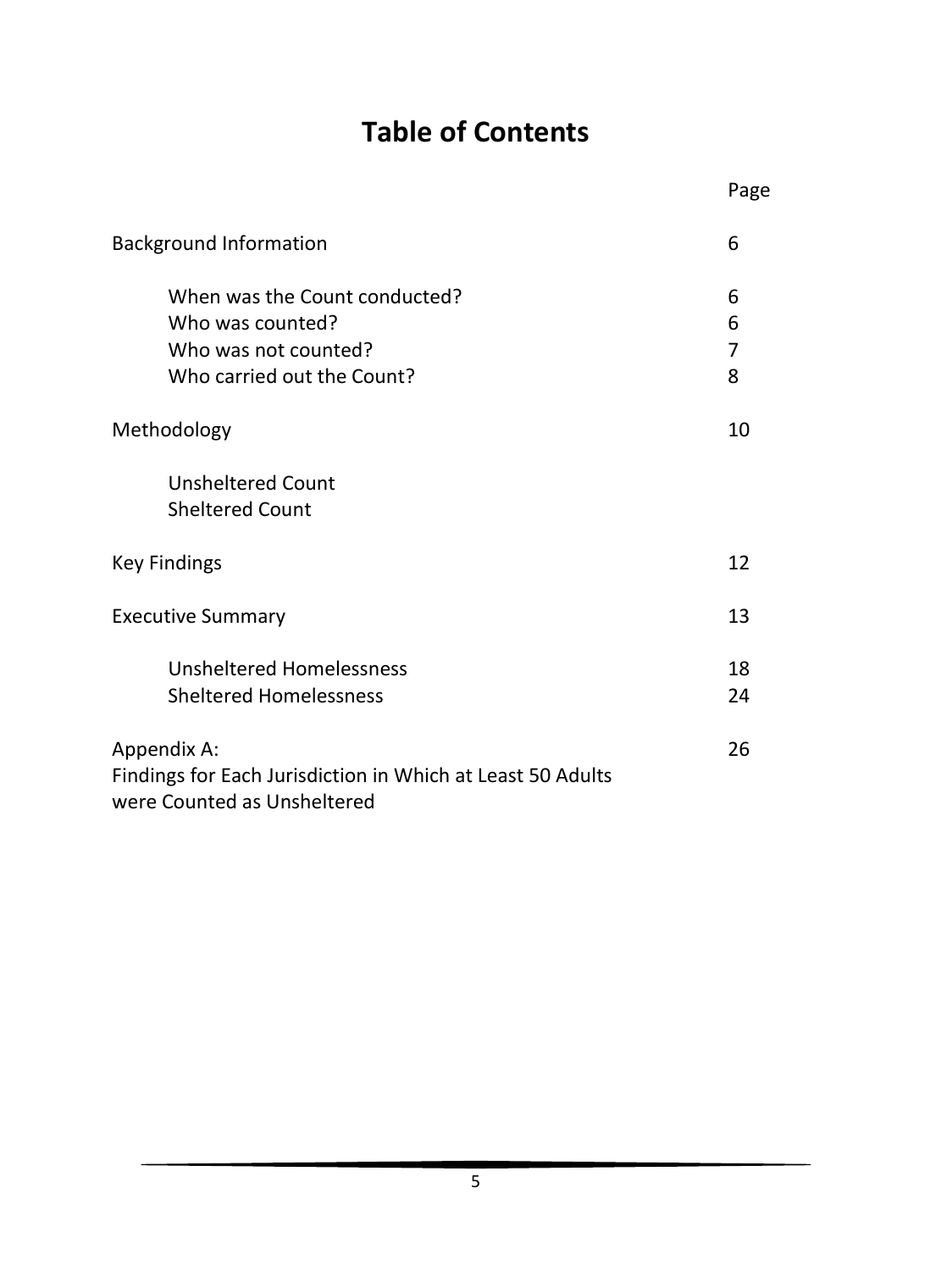# Table of Contents

| | Page |
|---|---|
| Background Information | 6 |
| When was the Count conducted? | 6 |
| Who was counted? | 6 |
| Who was not counted? | 7 |
| Who carried out the Count? | 8 |
| Methodology | 10 |
| Unsheltered Count | |
| Sheltered Count | |
| Key Findings | 12 |
| Executive Summary | 13 |
| Unsheltered Homelessness | 18 |
| Sheltered Homelessness | 24 |
| Appendix A: Findings for Each Jurisdiction in Which at Least 50 Adults were Counted as Unsheltered | 26 |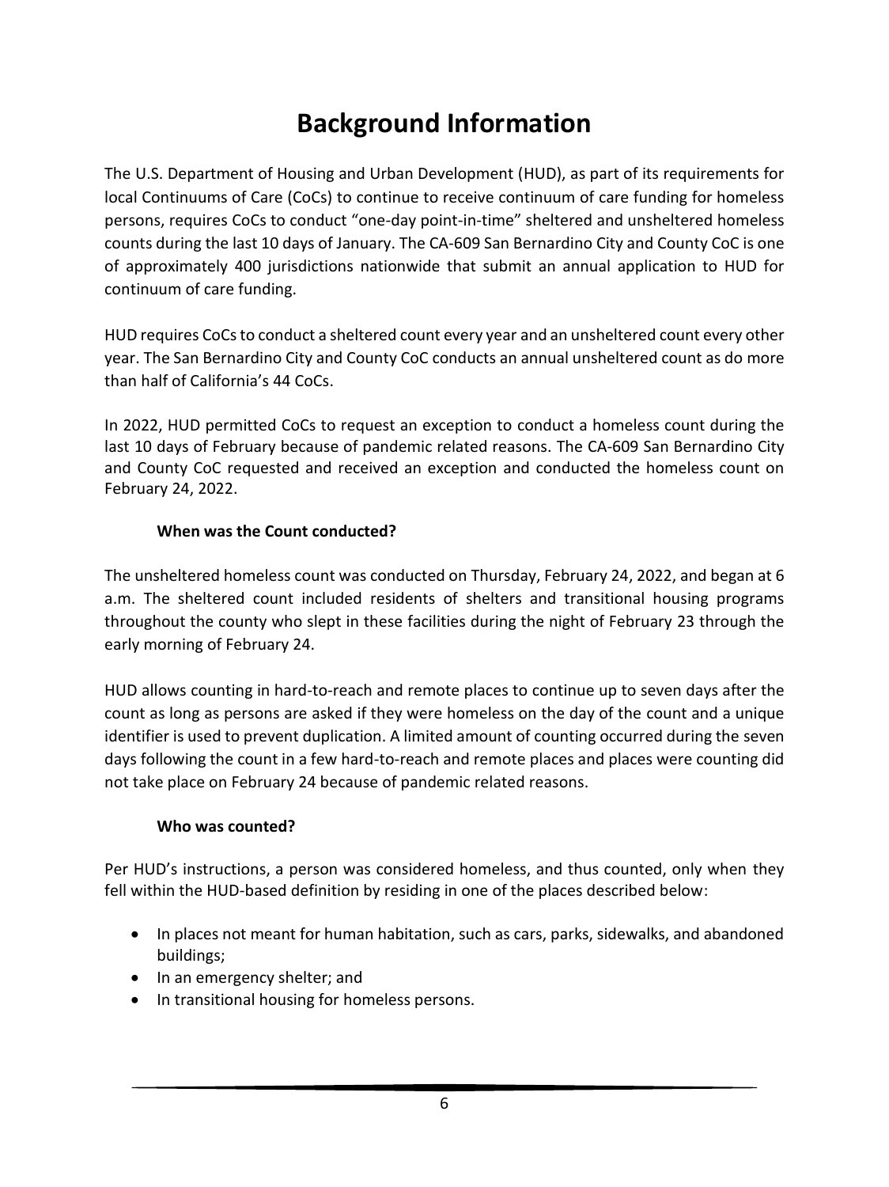# Background Information

The U.S. Department of Housing and Urban Development (HUD), as part of its requirements for local Continuums of Care (CoCs) to continue to receive continuum of care funding for homeless persons, requires CoCs to conduct "one-day point-in-time" sheltered and unsheltered homeless counts during the last 10 days of January. The CA-609 San Bernardino City and County CoC is one of approximately 400 jurisdictions nationwide that submit an annual application to HUD for continuum of care funding.

HUD requires CoCs to conduct a sheltered count every year and an unsheltered count every other year. The San Bernardino City and County CoC conducts an annual unsheltered count as do more than half of California's 44 CoCs.

In 2022, HUD permitted CoCs to request an exception to conduct a homeless count during the last 10 days of February because of pandemic related reasons. The CA-609 San Bernardino City and County CoC requested and received an exception and conducted the homeless count on February 24, 2022.

### When was the Count conducted?

The unsheltered homeless count was conducted on Thursday, February 24, 2022, and began at 6 a.m. The sheltered count included residents of shelters and transitional housing programs throughout the county who slept in these facilities during the night of February 23 through the early morning of February 24.

HUD allows counting in hard-to-reach and remote places to continue up to seven days after the count as long as persons are asked if they were homeless on the day of the count and a unique identifier is used to prevent duplication. A limited amount of counting occurred during the seven days following the count in a few hard-to-reach and remote places and places were counting did not take place on February 24 because of pandemic related reasons.

### Who was counted?

Per HUD's instructions, a person was considered homeless, and thus counted, only when they fell within the HUD-based definition by residing in one of the places described below:

- In places not meant for human habitation, such as cars, parks, sidewalks, and abandoned buildings;
- In an emergency shelter; and
- In transitional housing for homeless persons.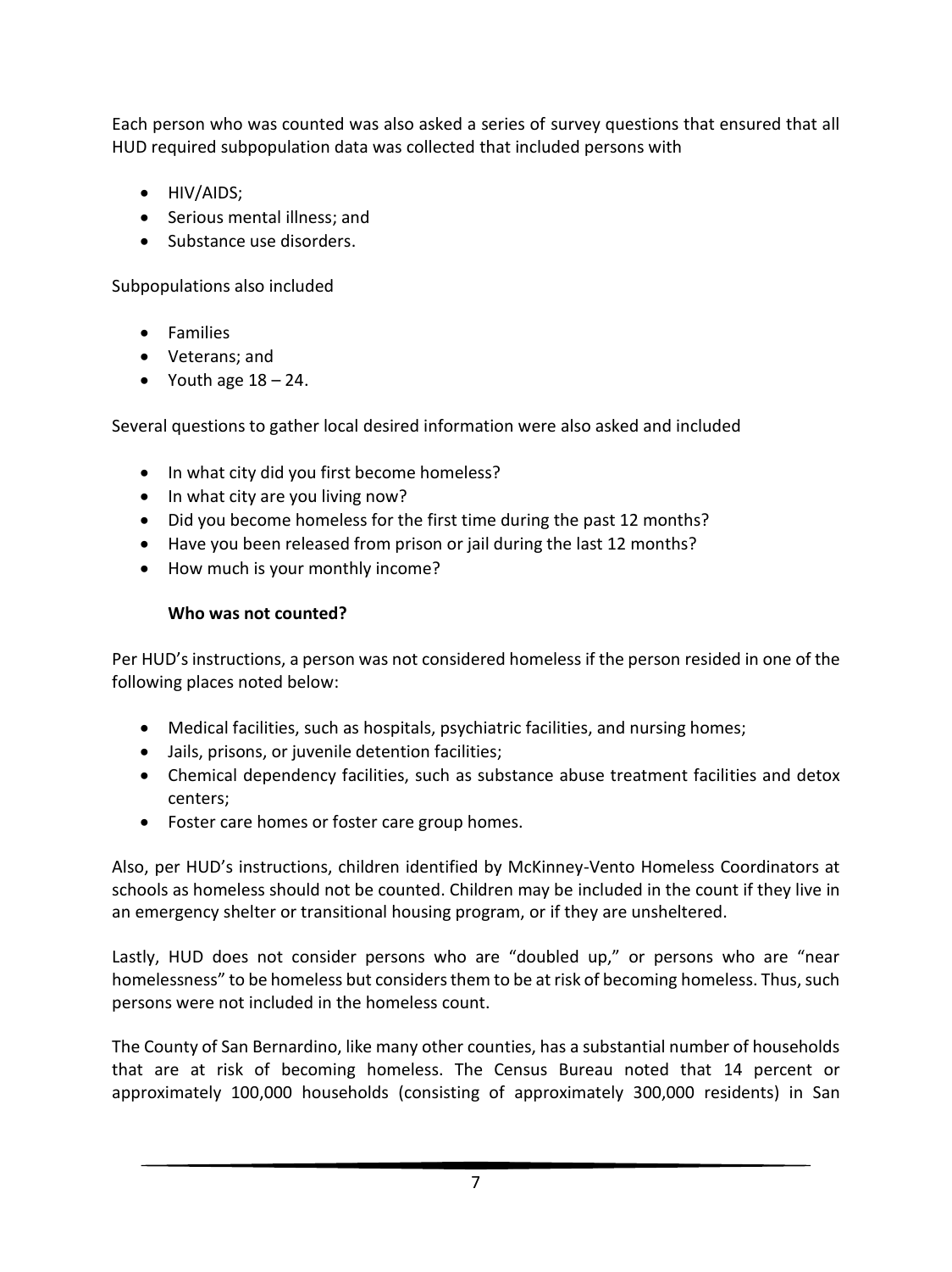Each person who was counted was also asked a series of survey questions that ensured that all HUD required subpopulation data was collected that included persons with

- HIV/AIDS;
- Serious mental illness; and
- Substance use disorders.

Subpopulations also included

- Families
- Veterans; and
- Youth age 18 – 24.

Several questions to gather local desired information were also asked and included

- In what city did you first become homeless?
- In what city are you living now?
- Did you become homeless for the first time during the past 12 months?
- Have you been released from prison or jail during the last 12 months?
- How much is your monthly income?

### Who was not counted?

Per HUD's instructions, a person was not considered homeless if the person resided in one of the following places noted below:

- Medical facilities, such as hospitals, psychiatric facilities, and nursing homes;
- Jails, prisons, or juvenile detention facilities;
- Chemical dependency facilities, such as substance abuse treatment facilities and detox centers;
- Foster care homes or foster care group homes.

Also, per HUD's instructions, children identified by McKinney-Vento Homeless Coordinators at schools as homeless should not be counted. Children may be included in the count if they live in an emergency shelter or transitional housing program, or if they are unsheltered.

Lastly, HUD does not consider persons who are "doubled up," or persons who are "near homelessness" to be homeless but considers them to be at risk of becoming homeless. Thus, such persons were not included in the homeless count.

The County of San Bernardino, like many other counties, has a substantial number of households that are at risk of becoming homeless. The Census Bureau noted that 14 percent or approximately 100,000 households (consisting of approximately 300,000 residents) in San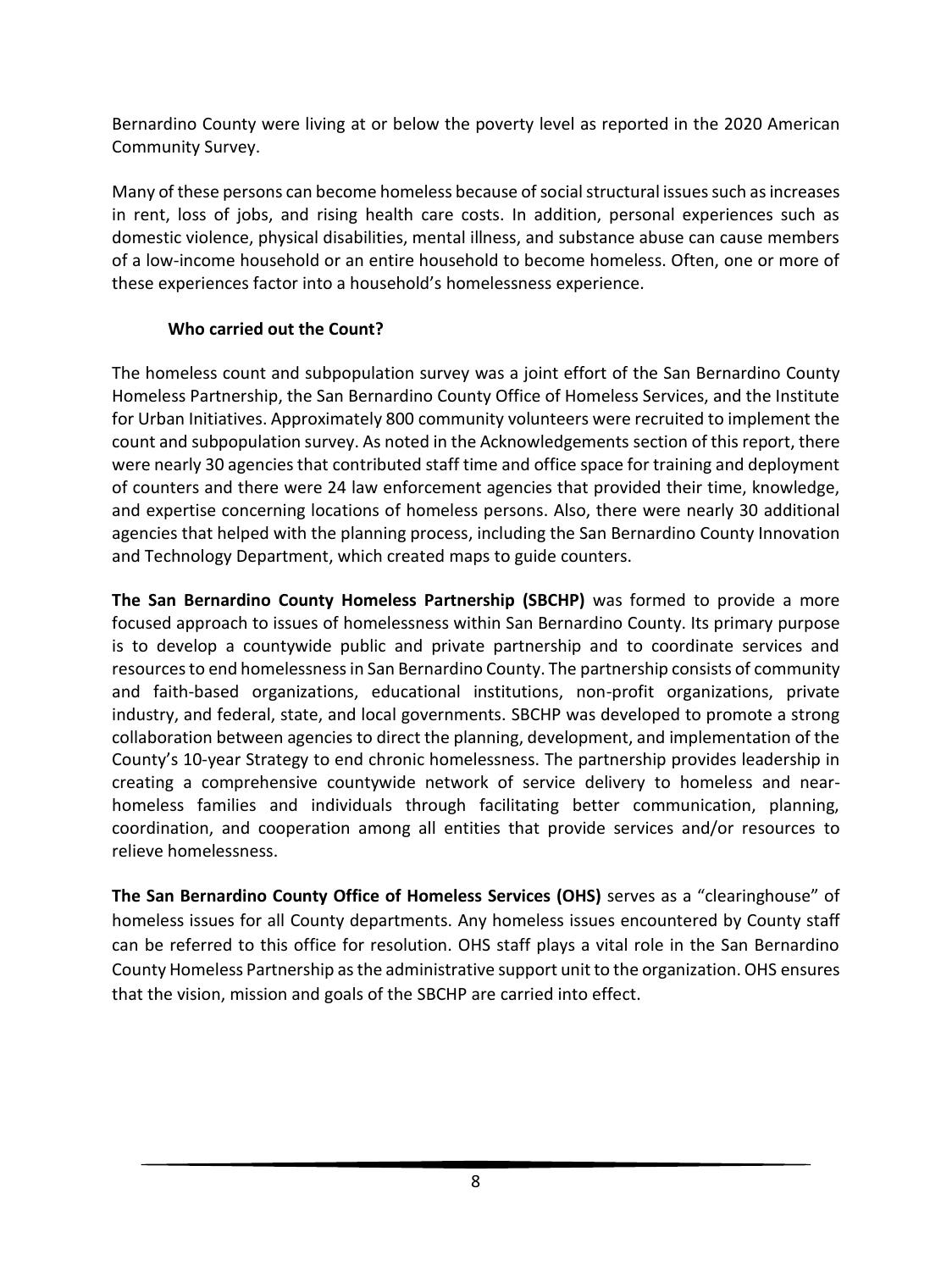Bernardino County were living at or below the poverty level as reported in the 2020 American Community Survey.

Many of these persons can become homeless because of social structural issues such as increases in rent, loss of jobs, and rising health care costs. In addition, personal experiences such as domestic violence, physical disabilities, mental illness, and substance abuse can cause members of a low-income household or an entire household to become homeless. Often, one or more of these experiences factor into a household's homelessness experience.

### Who carried out the Count?

The homeless count and subpopulation survey was a joint effort of the San Bernardino County Homeless Partnership, the San Bernardino County Office of Homeless Services, and the Institute for Urban Initiatives. Approximately 800 community volunteers were recruited to implement the count and subpopulation survey. As noted in the Acknowledgements section of this report, there were nearly 30 agencies that contributed staff time and office space for training and deployment of counters and there were 24 law enforcement agencies that provided their time, knowledge, and expertise concerning locations of homeless persons. Also, there were nearly 30 additional agencies that helped with the planning process, including the San Bernardino County Innovation and Technology Department, which created maps to guide counters.

**The San Bernardino County Homeless Partnership (SBCHP)** was formed to provide a more focused approach to issues of homelessness within San Bernardino County. Its primary purpose is to develop a countywide public and private partnership and to coordinate services and resources to end homelessness in San Bernardino County. The partnership consists of community and faith-based organizations, educational institutions, non-profit organizations, private industry, and federal, state, and local governments. SBCHP was developed to promote a strong collaboration between agencies to direct the planning, development, and implementation of the County's 10-year Strategy to end chronic homelessness. The partnership provides leadership in creating a comprehensive countywide network of service delivery to homeless and near-homeless families and individuals through facilitating better communication, planning, coordination, and cooperation among all entities that provide services and/or resources to relieve homelessness.

**The San Bernardino County Office of Homeless Services (OHS)** serves as a "clearinghouse" of homeless issues for all County departments. Any homeless issues encountered by County staff can be referred to this office for resolution. OHS staff plays a vital role in the San Bernardino County Homeless Partnership as the administrative support unit to the organization. OHS ensures that the vision, mission and goals of the SBCHP are carried into effect.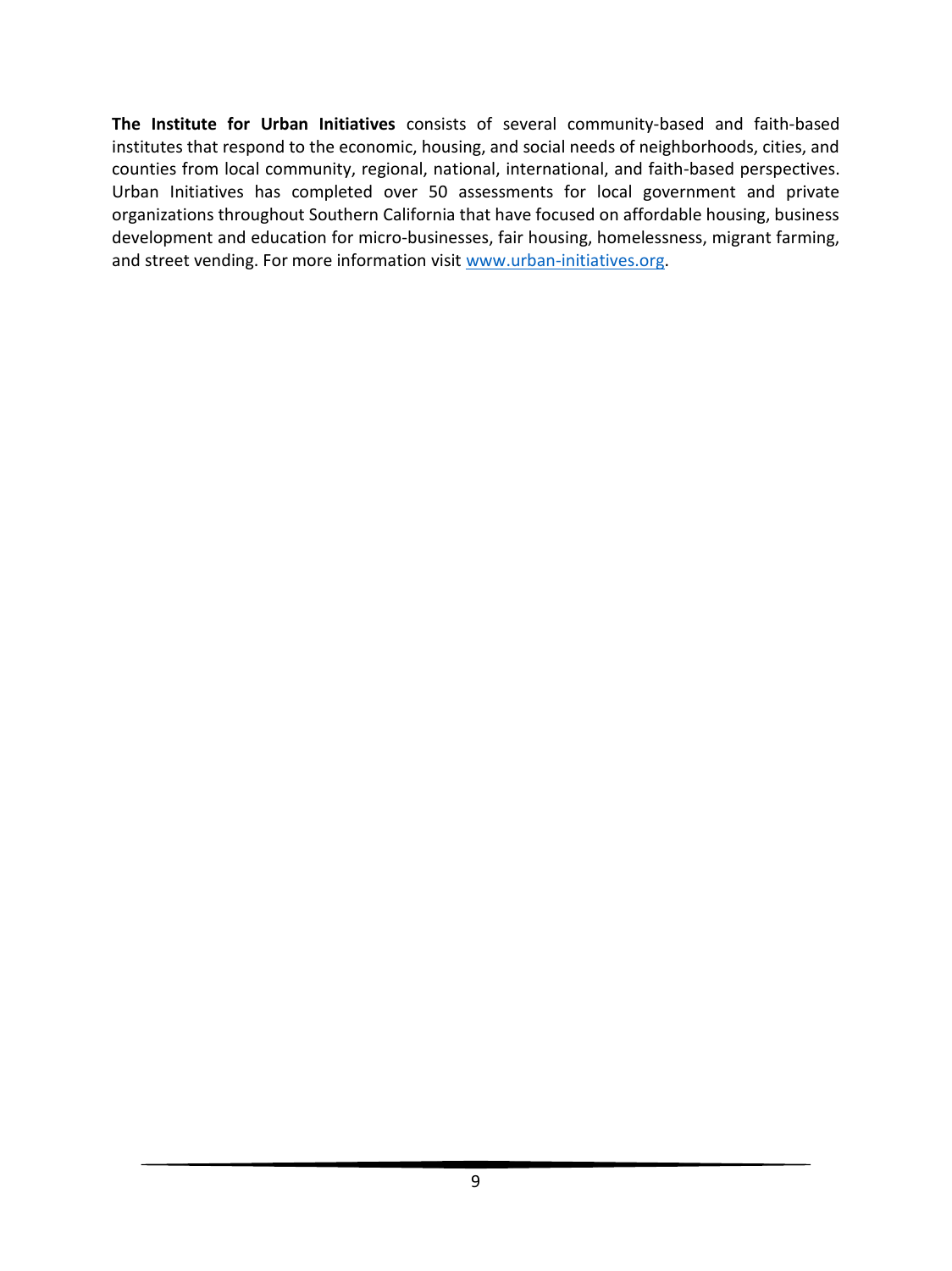**The Institute for Urban Initiatives** consists of several community-based and faith-based institutes that respond to the economic, housing, and social needs of neighborhoods, cities, and counties from local community, regional, national, international, and faith-based perspectives. Urban Initiatives has completed over 50 assessments for local government and private organizations throughout Southern California that have focused on affordable housing, business development and education for micro-businesses, fair housing, homelessness, migrant farming, and street vending. For more information visit [www.urban-initiatives.org](http://www.urban-initiatives.org).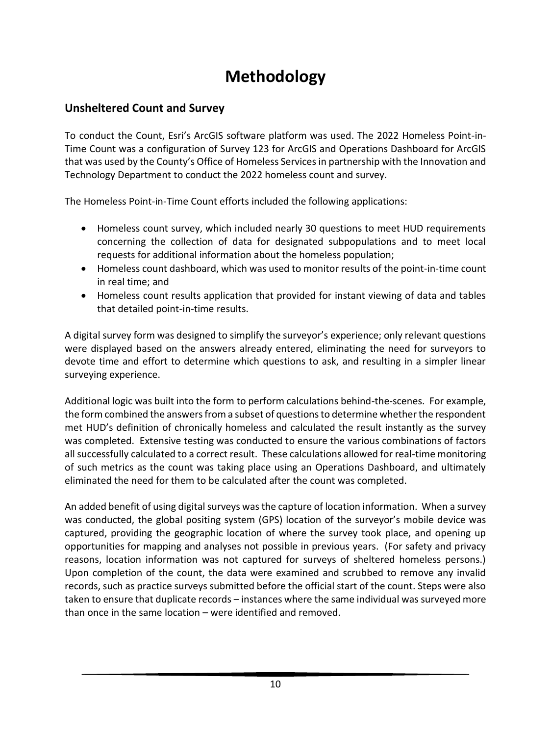# Methodology

## Unsheltered Count and Survey

To conduct the Count, Esri's ArcGIS software platform was used. The 2022 Homeless Point-in-Time Count was a configuration of Survey 123 for ArcGIS and Operations Dashboard for ArcGIS that was used by the County's Office of Homeless Services in partnership with the Innovation and Technology Department to conduct the 2022 homeless count and survey.

The Homeless Point-in-Time Count efforts included the following applications:

- Homeless count survey, which included nearly 30 questions to meet HUD requirements concerning the collection of data for designated subpopulations and to meet local requests for additional information about the homeless population;
- Homeless count dashboard, which was used to monitor results of the point-in-time count in real time; and
- Homeless count results application that provided for instant viewing of data and tables that detailed point-in-time results.

A digital survey form was designed to simplify the surveyor's experience; only relevant questions were displayed based on the answers already entered, eliminating the need for surveyors to devote time and effort to determine which questions to ask, and resulting in a simpler linear surveying experience.

Additional logic was built into the form to perform calculations behind-the-scenes. For example, the form combined the answers from a subset of questions to determine whether the respondent met HUD's definition of chronically homeless and calculated the result instantly as the survey was completed. Extensive testing was conducted to ensure the various combinations of factors all successfully calculated to a correct result. These calculations allowed for real-time monitoring of such metrics as the count was taking place using an Operations Dashboard, and ultimately eliminated the need for them to be calculated after the count was completed.

An added benefit of using digital surveys was the capture of location information. When a survey was conducted, the global positing system (GPS) location of the surveyor's mobile device was captured, providing the geographic location of where the survey took place, and opening up opportunities for mapping and analyses not possible in previous years. (For safety and privacy reasons, location information was not captured for surveys of sheltered homeless persons.) Upon completion of the count, the data were examined and scrubbed to remove any invalid records, such as practice surveys submitted before the official start of the count. Steps were also taken to ensure that duplicate records – instances where the same individual was surveyed more than once in the same location – were identified and removed.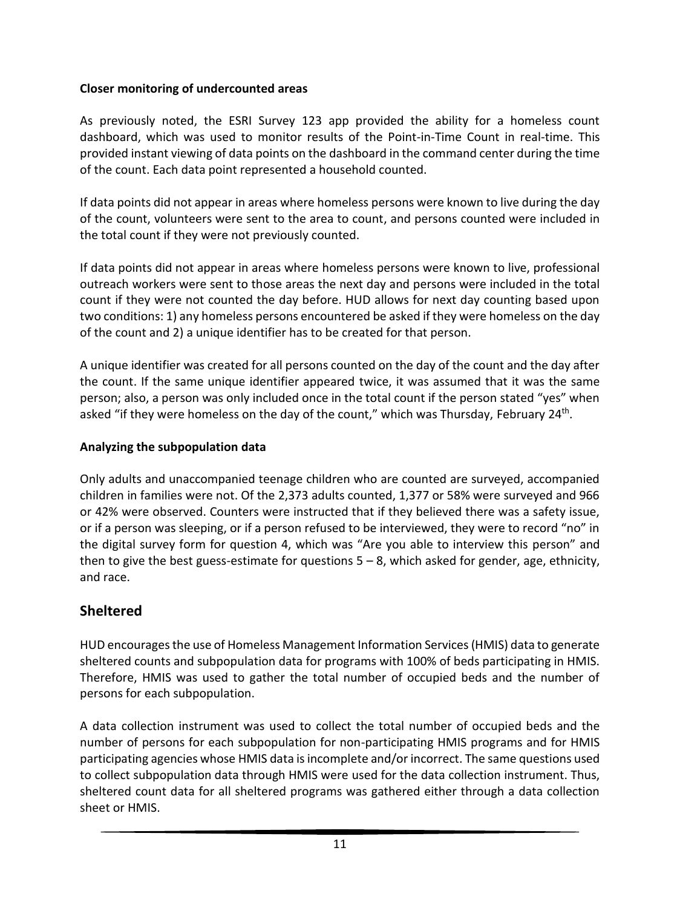**Closer monitoring of undercounted areas**

As previously noted, the ESRI Survey 123 app provided the ability for a homeless count dashboard, which was used to monitor results of the Point-in-Time Count in real-time. This provided instant viewing of data points on the dashboard in the command center during the time of the count. Each data point represented a household counted.

If data points did not appear in areas where homeless persons were known to live during the day of the count, volunteers were sent to the area to count, and persons counted were included in the total count if they were not previously counted.

If data points did not appear in areas where homeless persons were known to live, professional outreach workers were sent to those areas the next day and persons were included in the total count if they were not counted the day before. HUD allows for next day counting based upon two conditions: 1) any homeless persons encountered be asked if they were homeless on the day of the count and 2) a unique identifier has to be created for that person.

A unique identifier was created for all persons counted on the day of the count and the day after the count. If the same unique identifier appeared twice, it was assumed that it was the same person; also, a person was only included once in the total count if the person stated "yes" when asked "if they were homeless on the day of the count," which was Thursday, February 24th.

**Analyzing the subpopulation data**

Only adults and unaccompanied teenage children who are counted are surveyed, accompanied children in families were not. Of the 2,373 adults counted, 1,377 or 58% were surveyed and 966 or 42% were observed. Counters were instructed that if they believed there was a safety issue, or if a person was sleeping, or if a person refused to be interviewed, they were to record "no" in the digital survey form for question 4, which was "Are you able to interview this person" and then to give the best guess-estimate for questions 5 – 8, which asked for gender, age, ethnicity, and race.

## Sheltered

HUD encourages the use of Homeless Management Information Services (HMIS) data to generate sheltered counts and subpopulation data for programs with 100% of beds participating in HMIS. Therefore, HMIS was used to gather the total number of occupied beds and the number of persons for each subpopulation.

A data collection instrument was used to collect the total number of occupied beds and the number of persons for each subpopulation for non-participating HMIS programs and for HMIS participating agencies whose HMIS data is incomplete and/or incorrect. The same questions used to collect subpopulation data through HMIS were used for the data collection instrument. Thus, sheltered count data for all sheltered programs was gathered either through a data collection sheet or HMIS.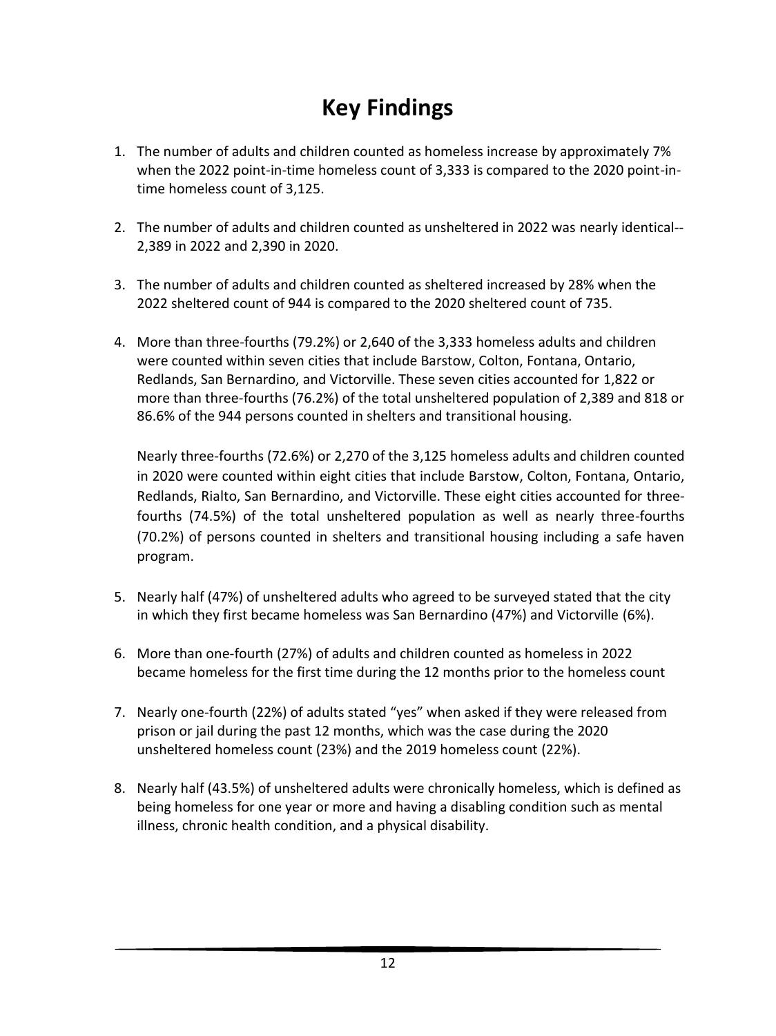# Key Findings

1. The number of adults and children counted as homeless increase by approximately 7% when the 2022 point-in-time homeless count of 3,333 is compared to the 2020 point-in-time homeless count of 3,125.

2. The number of adults and children counted as unsheltered in 2022 was nearly identical--2,389 in 2022 and 2,390 in 2020.

3. The number of adults and children counted as sheltered increased by 28% when the 2022 sheltered count of 944 is compared to the 2020 sheltered count of 735.

4. More than three-fourths (79.2%) or 2,640 of the 3,333 homeless adults and children were counted within seven cities that include Barstow, Colton, Fontana, Ontario, Redlands, San Bernardino, and Victorville. These seven cities accounted for 1,822 or more than three-fourths (76.2%) of the total unsheltered population of 2,389 and 818 or 86.6% of the 944 persons counted in shelters and transitional housing.

   Nearly three-fourths (72.6%) or 2,270 of the 3,125 homeless adults and children counted in 2020 were counted within eight cities that include Barstow, Colton, Fontana, Ontario, Redlands, Rialto, San Bernardino, and Victorville. These eight cities accounted for three-fourths (74.5%) of the total unsheltered population as well as nearly three-fourths (70.2%) of persons counted in shelters and transitional housing including a safe haven program.

5. Nearly half (47%) of unsheltered adults who agreed to be surveyed stated that the city in which they first became homeless was San Bernardino (47%) and Victorville (6%).

6. More than one-fourth (27%) of adults and children counted as homeless in 2022 became homeless for the first time during the 12 months prior to the homeless count

7. Nearly one-fourth (22%) of adults stated "yes" when asked if they were released from prison or jail during the past 12 months, which was the case during the 2020 unsheltered homeless count (23%) and the 2019 homeless count (22%).

8. Nearly half (43.5%) of unsheltered adults were chronically homeless, which is defined as being homeless for one year or more and having a disabling condition such as mental illness, chronic health condition, and a physical disability.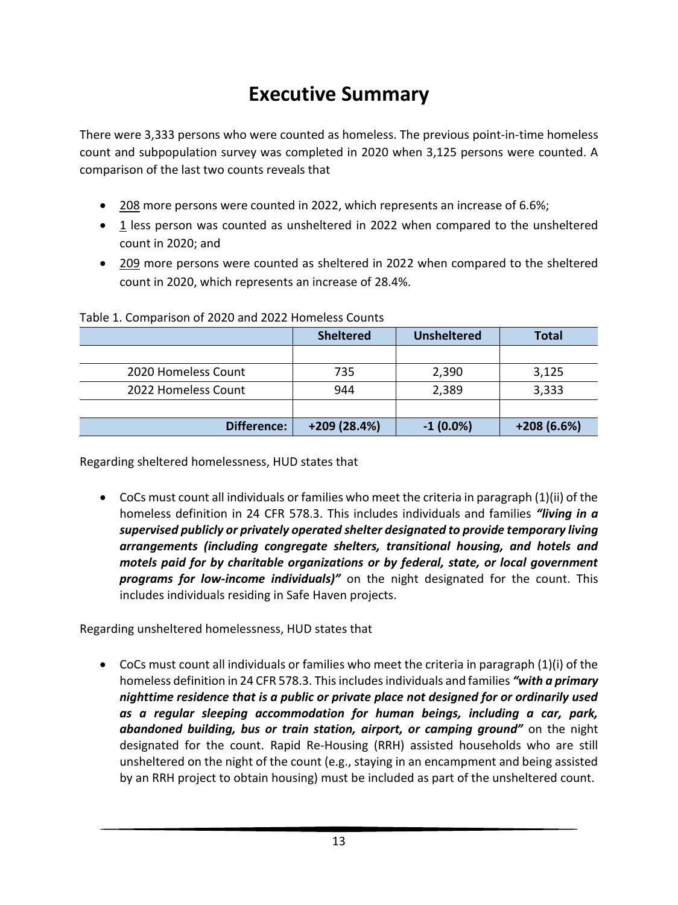# Executive Summary

There were 3,333 persons who were counted as homeless. The previous point-in-time homeless count and subpopulation survey was completed in 2020 when 3,125 persons were counted. A comparison of the last two counts reveals that

- 208 more persons were counted in 2022, which represents an increase of 6.6%;
- 1 less person was counted as unsheltered in 2022 when compared to the unsheltered count in 2020; and
- 209 more persons were counted as sheltered in 2022 when compared to the sheltered count in 2020, which represents an increase of 28.4%.

Table 1. Comparison of 2020 and 2022 Homeless Counts

| | Sheltered | Unsheltered | Total |
|---|---|---|---|
| | | | |
| 2020 Homeless Count | 735 | 2,390 | 3,125 |
| 2022 Homeless Count | 944 | 2,389 | 3,333 |
| | | | |
| **Difference:** | **+209 (28.4%)** | **-1 (0.0%)** | **+208 (6.6%)** |

Regarding sheltered homelessness, HUD states that

- CoCs must count all individuals or families who meet the criteria in paragraph (1)(ii) of the homeless definition in 24 CFR 578.3. This includes individuals and families ***"living in a supervised publicly or privately operated shelter designated to provide temporary living arrangements (including congregate shelters, transitional housing, and hotels and motels paid for by charitable organizations or by federal, state, or local government programs for low-income individuals)"*** on the night designated for the count. This includes individuals residing in Safe Haven projects.

Regarding unsheltered homelessness, HUD states that

- CoCs must count all individuals or families who meet the criteria in paragraph (1)(i) of the homeless definition in 24 CFR 578.3. This includes individuals and families ***"with a primary nighttime residence that is a public or private place not designed for or ordinarily used as a regular sleeping accommodation for human beings, including a car, park, abandoned building, bus or train station, airport, or camping ground"*** on the night designated for the count. Rapid Re-Housing (RRH) assisted households who are still unsheltered on the night of the count (e.g., staying in an encampment and being assisted by an RRH project to obtain housing) must be included as part of the unsheltered count.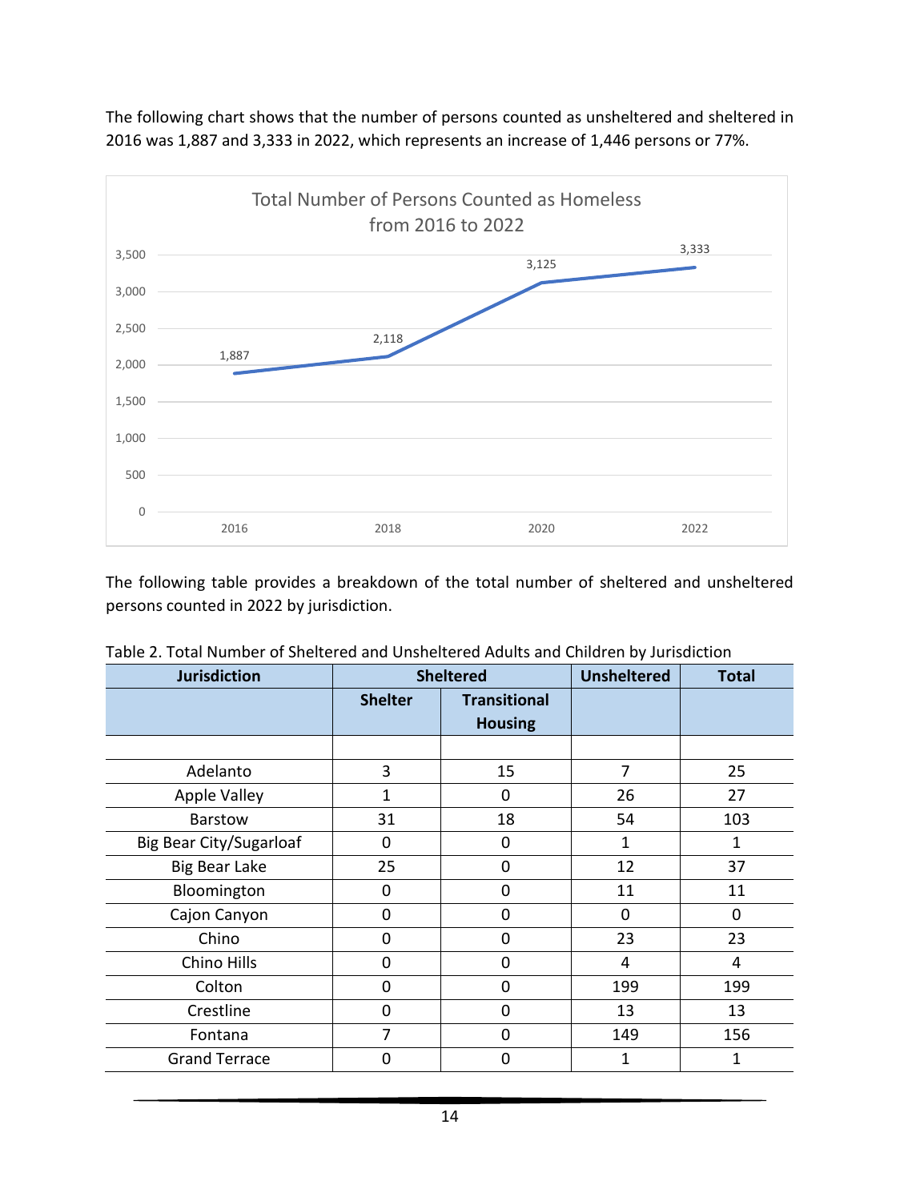The following chart shows that the number of persons counted as unsheltered and sheltered in 2016 was 1,887 and 3,333 in 2022, which represents an increase of 1,446 persons or 77%.

**Total Number of Persons Counted as Homeless from 2016 to 2022**

| Year | Persons |
|---|---|
| 2016 | 1,887 |
| 2018 | 2,118 |
| 2020 | 3,125 |
| 2022 | 3,333 |

The following table provides a breakdown of the total number of sheltered and unsheltered persons counted in 2022 by jurisdiction.

Table 2. Total Number of Sheltered and Unsheltered Adults and Children by Jurisdiction

| Jurisdiction | Sheltered | | Unsheltered | Total |
|---|---|---|---|---|
| | Shelter | Transitional Housing | | |
| | | | | |
| Adelanto | 3 | 15 | 7 | 25 |
| Apple Valley | 1 | 0 | 26 | 27 |
| Barstow | 31 | 18 | 54 | 103 |
| Big Bear City/Sugarloaf | 0 | 0 | 1 | 1 |
| Big Bear Lake | 25 | 0 | 12 | 37 |
| Bloomington | 0 | 0 | 11 | 11 |
| Cajon Canyon | 0 | 0 | 0 | 0 |
| Chino | 0 | 0 | 23 | 23 |
| Chino Hills | 0 | 0 | 4 | 4 |
| Colton | 0 | 0 | 199 | 199 |
| Crestline | 0 | 0 | 13 | 13 |
| Fontana | 7 | 0 | 149 | 156 |
| Grand Terrace | 0 | 0 | 1 | 1 |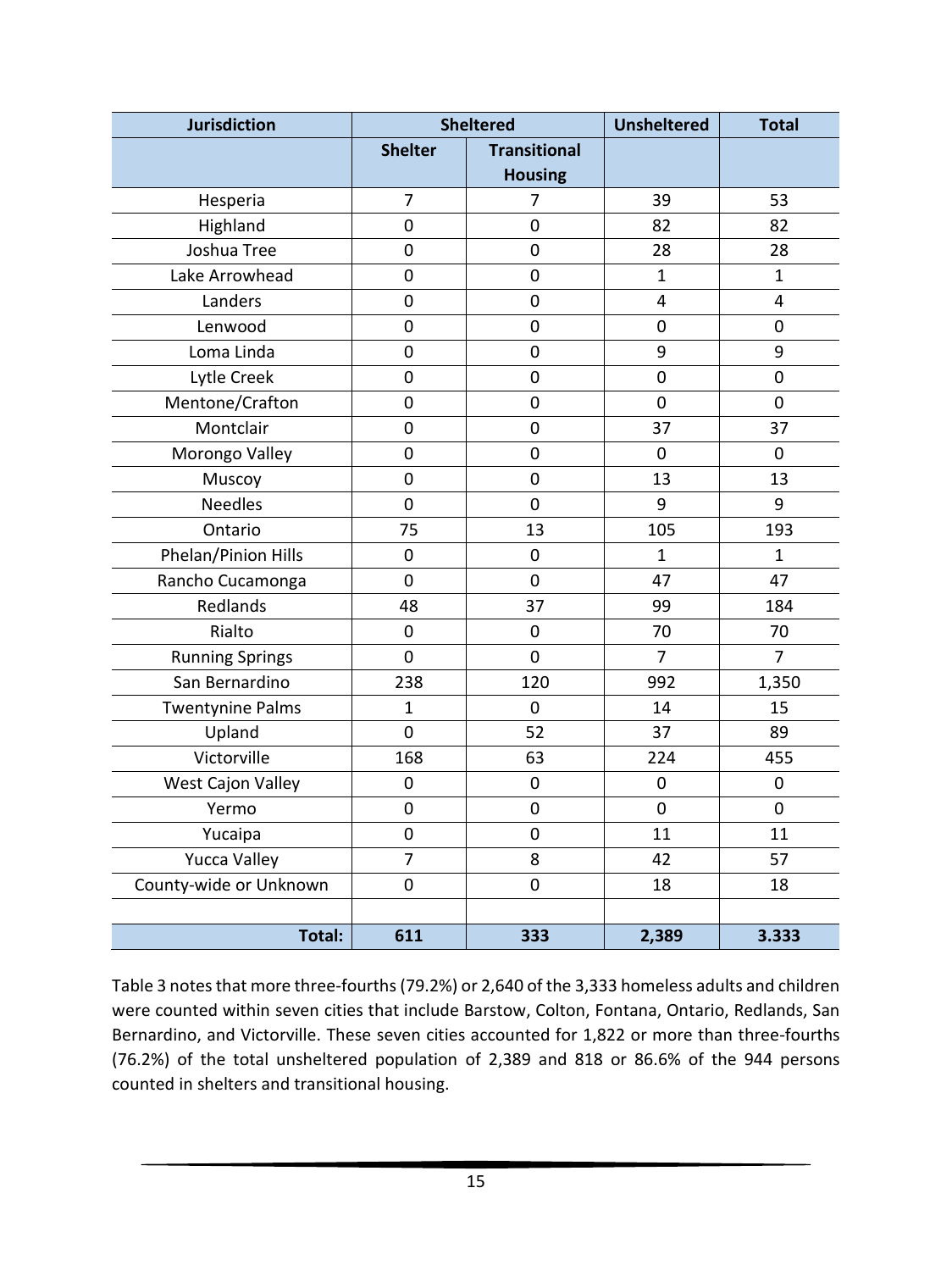| Jurisdiction | Sheltered | | Unsheltered | Total |
|---|---|---|---|---|
| | Shelter | Transitional Housing | | |
| Hesperia | 7 | 7 | 39 | 53 |
| Highland | 0 | 0 | 82 | 82 |
| Joshua Tree | 0 | 0 | 28 | 28 |
| Lake Arrowhead | 0 | 0 | 1 | 1 |
| Landers | 0 | 0 | 4 | 4 |
| Lenwood | 0 | 0 | 0 | 0 |
| Loma Linda | 0 | 0 | 9 | 9 |
| Lytle Creek | 0 | 0 | 0 | 0 |
| Mentone/Crafton | 0 | 0 | 0 | 0 |
| Montclair | 0 | 0 | 37 | 37 |
| Morongo Valley | 0 | 0 | 0 | 0 |
| Muscoy | 0 | 0 | 13 | 13 |
| Needles | 0 | 0 | 9 | 9 |
| Ontario | 75 | 13 | 105 | 193 |
| Phelan/Pinion Hills | 0 | 0 | 1 | 1 |
| Rancho Cucamonga | 0 | 0 | 47 | 47 |
| Redlands | 48 | 37 | 99 | 184 |
| Rialto | 0 | 0 | 70 | 70 |
| Running Springs | 0 | 0 | 7 | 7 |
| San Bernardino | 238 | 120 | 992 | 1,350 |
| Twentynine Palms | 1 | 0 | 14 | 15 |
| Upland | 0 | 52 | 37 | 89 |
| Victorville | 168 | 63 | 224 | 455 |
| West Cajon Valley | 0 | 0 | 0 | 0 |
| Yermo | 0 | 0 | 0 | 0 |
| Yucaipa | 0 | 0 | 11 | 11 |
| Yucca Valley | 7 | 8 | 42 | 57 |
| County-wide or Unknown | 0 | 0 | 18 | 18 |
| | | | | |
| **Total:** | **611** | **333** | **2,389** | **3.333** |

Table 3 notes that more three-fourths (79.2%) or 2,640 of the 3,333 homeless adults and children were counted within seven cities that include Barstow, Colton, Fontana, Ontario, Redlands, San Bernardino, and Victorville. These seven cities accounted for 1,822 or more than three-fourths (76.2%) of the total unsheltered population of 2,389 and 818 or 86.6% of the 944 persons counted in shelters and transitional housing.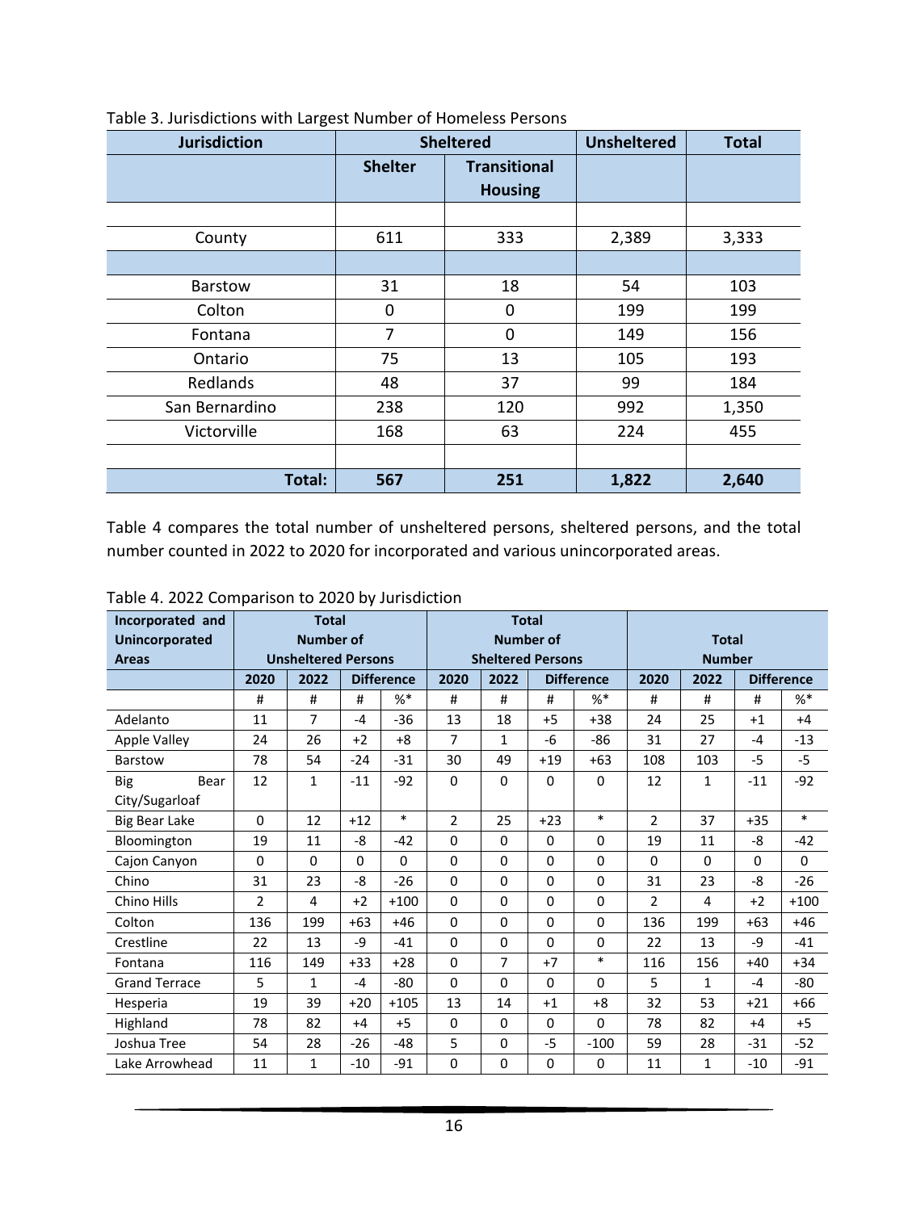Table 3. Jurisdictions with Largest Number of Homeless Persons

| Jurisdiction | Sheltered | | Unsheltered | Total |
|---|---|---|---|---|
| | Shelter | Transitional Housing | | |
| | | | | |
| County | 611 | 333 | 2,389 | 3,333 |
| | | | | |
| Barstow | 31 | 18 | 54 | 103 |
| Colton | 0 | 0 | 199 | 199 |
| Fontana | 7 | 0 | 149 | 156 |
| Ontario | 75 | 13 | 105 | 193 |
| Redlands | 48 | 37 | 99 | 184 |
| San Bernardino | 238 | 120 | 992 | 1,350 |
| Victorville | 168 | 63 | 224 | 455 |
| | | | | |
| **Total:** | **567** | **251** | **1,822** | **2,640** |

Table 4 compares the total number of unsheltered persons, sheltered persons, and the total number counted in 2022 to 2020 for incorporated and various unincorporated areas.

Table 4. 2022 Comparison to 2020 by Jurisdiction

| Incorporated and Unincorporated Areas | Total Number of Unsheltered Persons | | | | Total Number of Sheltered Persons | | | | Total Number | | | |
|---|---|---|---|---|---|---|---|---|---|---|---|---|
| | 2020 | 2022 | Difference | | 2020 | 2022 | Difference | | 2020 | 2022 | Difference | |
| | # | # | # | %* | # | # | # | %* | # | # | # | %* |
| Adelanto | 11 | 7 | -4 | -36 | 13 | 18 | +5 | +38 | 24 | 25 | +1 | +4 |
| Apple Valley | 24 | 26 | +2 | +8 | 7 | 1 | -6 | -86 | 31 | 27 | -4 | -13 |
| Barstow | 78 | 54 | -24 | -31 | 30 | 49 | +19 | +63 | 108 | 103 | -5 | -5 |
| Big Bear City/Sugarloaf | 12 | 1 | -11 | -92 | 0 | 0 | 0 | 0 | 12 | 1 | -11 | -92 |
| Big Bear Lake | 0 | 12 | +12 | * | 2 | 25 | +23 | * | 2 | 37 | +35 | * |
| Bloomington | 19 | 11 | -8 | -42 | 0 | 0 | 0 | 0 | 19 | 11 | -8 | -42 |
| Cajon Canyon | 0 | 0 | 0 | 0 | 0 | 0 | 0 | 0 | 0 | 0 | 0 | 0 |
| Chino | 31 | 23 | -8 | -26 | 0 | 0 | 0 | 0 | 31 | 23 | -8 | -26 |
| Chino Hills | 2 | 4 | +2 | +100 | 0 | 0 | 0 | 0 | 2 | 4 | +2 | +100 |
| Colton | 136 | 199 | +63 | +46 | 0 | 0 | 0 | 0 | 136 | 199 | +63 | +46 |
| Crestline | 22 | 13 | -9 | -41 | 0 | 0 | 0 | 0 | 22 | 13 | -9 | -41 |
| Fontana | 116 | 149 | +33 | +28 | 0 | 7 | +7 | * | 116 | 156 | +40 | +34 |
| Grand Terrace | 5 | 1 | -4 | -80 | 0 | 0 | 0 | 0 | 5 | 1 | -4 | -80 |
| Hesperia | 19 | 39 | +20 | +105 | 13 | 14 | +1 | +8 | 32 | 53 | +21 | +66 |
| Highland | 78 | 82 | +4 | +5 | 0 | 0 | 0 | 0 | 78 | 82 | +4 | +5 |
| Joshua Tree | 54 | 28 | -26 | -48 | 5 | 0 | -5 | -100 | 59 | 28 | -31 | -52 |
| Lake Arrowhead | 11 | 1 | -10 | -91 | 0 | 0 | 0 | 0 | 11 | 1 | -10 | -91 |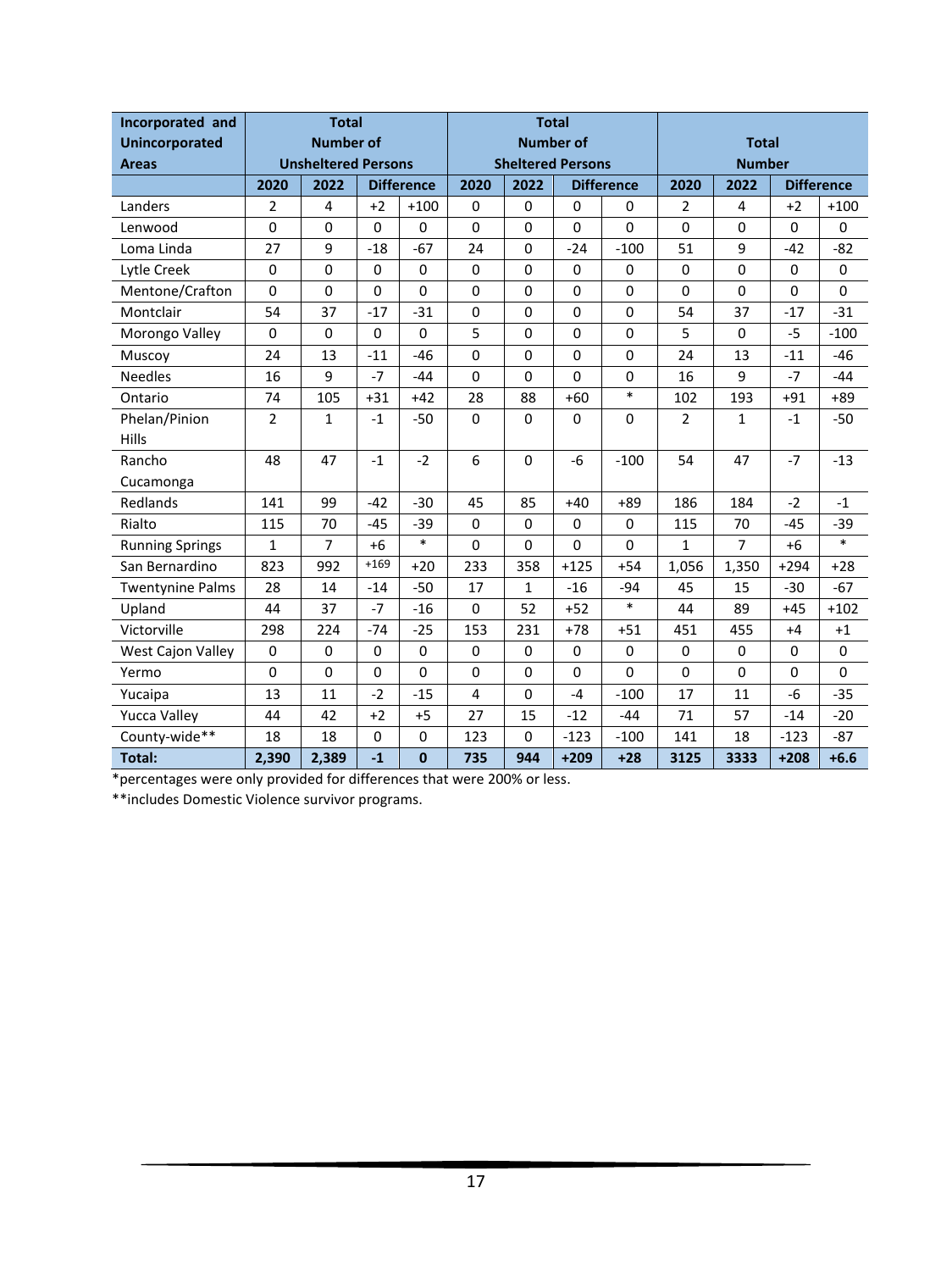| Incorporated and Unincorporated Areas | Total Number of Unsheltered Persons | | | | Total Number of Sheltered Persons | | | | Total Number | | | |
|---|---|---|---|---|---|---|---|---|---|---|---|---|
| | 2020 | 2022 | Difference | | 2020 | 2022 | Difference | | 2020 | 2022 | Difference | |
| Landers | 2 | 4 | +2 | +100 | 0 | 0 | 0 | 0 | 2 | 4 | +2 | +100 |
| Lenwood | 0 | 0 | 0 | 0 | 0 | 0 | 0 | 0 | 0 | 0 | 0 | 0 |
| Loma Linda | 27 | 9 | -18 | -67 | 24 | 0 | -24 | -100 | 51 | 9 | -42 | -82 |
| Lytle Creek | 0 | 0 | 0 | 0 | 0 | 0 | 0 | 0 | 0 | 0 | 0 | 0 |
| Mentone/Crafton | 0 | 0 | 0 | 0 | 0 | 0 | 0 | 0 | 0 | 0 | 0 | 0 |
| Montclair | 54 | 37 | -17 | -31 | 0 | 0 | 0 | 0 | 54 | 37 | -17 | -31 |
| Morongo Valley | 0 | 0 | 0 | 0 | 5 | 0 | 0 | 0 | 5 | 0 | -5 | -100 |
| Muscoy | 24 | 13 | -11 | -46 | 0 | 0 | 0 | 0 | 24 | 13 | -11 | -46 |
| Needles | 16 | 9 | -7 | -44 | 0 | 0 | 0 | 0 | 16 | 9 | -7 | -44 |
| Ontario | 74 | 105 | +31 | +42 | 28 | 88 | +60 | * | 102 | 193 | +91 | +89 |
| Phelan/Pinion Hills | 2 | 1 | -1 | -50 | 0 | 0 | 0 | 0 | 2 | 1 | -1 | -50 |
| Rancho Cucamonga | 48 | 47 | -1 | -2 | 6 | 0 | -6 | -100 | 54 | 47 | -7 | -13 |
| Redlands | 141 | 99 | -42 | -30 | 45 | 85 | +40 | +89 | 186 | 184 | -2 | -1 |
| Rialto | 115 | 70 | -45 | -39 | 0 | 0 | 0 | 0 | 115 | 70 | -45 | -39 |
| Running Springs | 1 | 7 | +6 | * | 0 | 0 | 0 | 0 | 1 | 7 | +6 | * |
| San Bernardino | 823 | 992 | +169 | +20 | 233 | 358 | +125 | +54 | 1,056 | 1,350 | +294 | +28 |
| Twentynine Palms | 28 | 14 | -14 | -50 | 17 | 1 | -16 | -94 | 45 | 15 | -30 | -67 |
| Upland | 44 | 37 | -7 | -16 | 0 | 52 | +52 | * | 44 | 89 | +45 | +102 |
| Victorville | 298 | 224 | -74 | -25 | 153 | 231 | +78 | +51 | 451 | 455 | +4 | +1 |
| West Cajon Valley | 0 | 0 | 0 | 0 | 0 | 0 | 0 | 0 | 0 | 0 | 0 | 0 |
| Yermo | 0 | 0 | 0 | 0 | 0 | 0 | 0 | 0 | 0 | 0 | 0 | 0 |
| Yucaipa | 13 | 11 | -2 | -15 | 4 | 0 | -4 | -100 | 17 | 11 | -6 | -35 |
| Yucca Valley | 44 | 42 | +2 | +5 | 27 | 15 | -12 | -44 | 71 | 57 | -14 | -20 |
| County-wide** | 18 | 18 | 0 | 0 | 123 | 0 | -123 | -100 | 141 | 18 | -123 | -87 |
| **Total:** | **2,390** | **2,389** | **-1** | **0** | **735** | **944** | **+209** | **+28** | **3125** | **3333** | **+208** | **+6.6** |

*percentages were only provided for differences that were 200% or less.

**includes Domestic Violence survivor programs.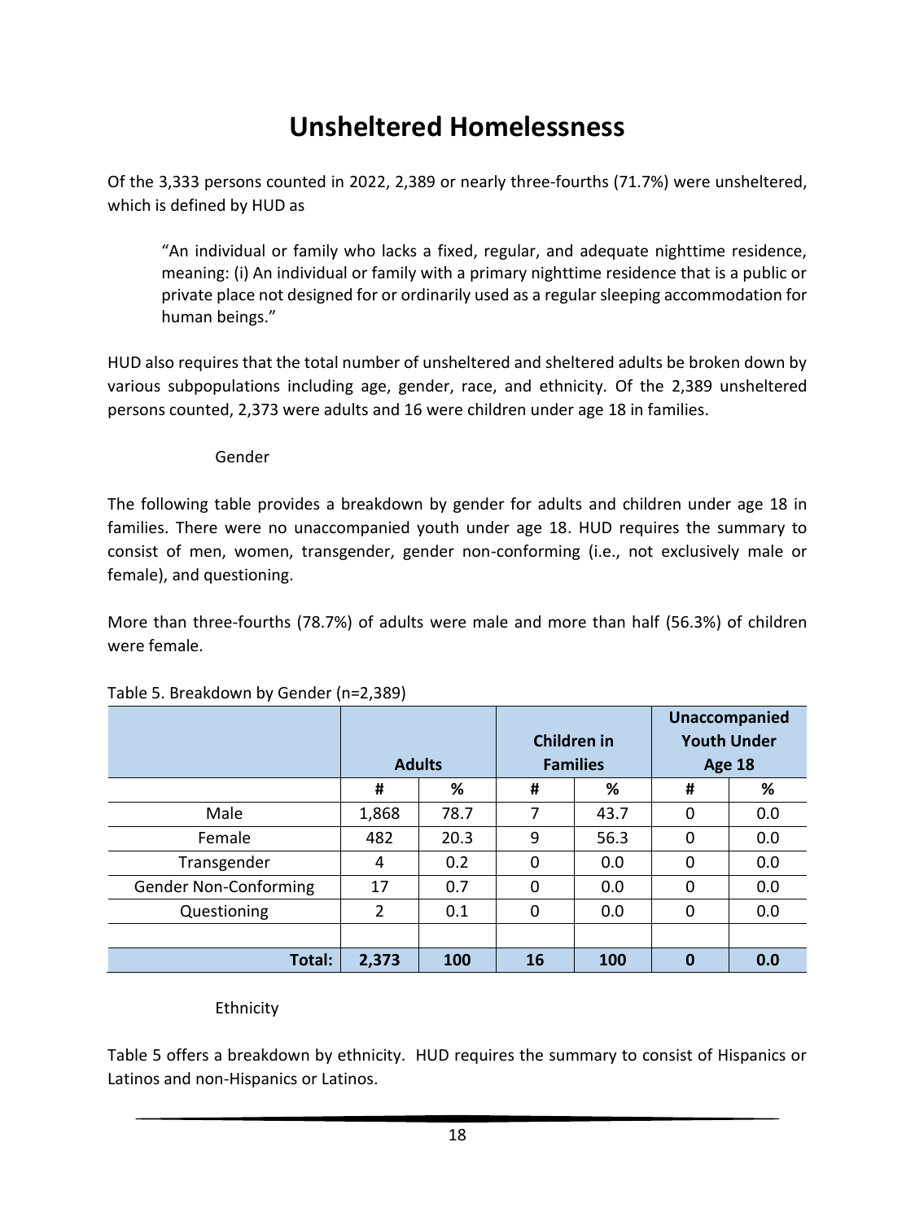# Unsheltered Homelessness

Of the 3,333 persons counted in 2022, 2,389 or nearly three-fourths (71.7%) were unsheltered, which is defined by HUD as

> "An individual or family who lacks a fixed, regular, and adequate nighttime residence, meaning: (i) An individual or family with a primary nighttime residence that is a public or private place not designed for or ordinarily used as a regular sleeping accommodation for human beings."

HUD also requires that the total number of unsheltered and sheltered adults be broken down by various subpopulations including age, gender, race, and ethnicity. Of the 2,389 unsheltered persons counted, 2,373 were adults and 16 were children under age 18 in families.

### Gender

The following table provides a breakdown by gender for adults and children under age 18 in families. There were no unaccompanied youth under age 18. HUD requires the summary to consist of men, women, transgender, gender non-conforming (i.e., not exclusively male or female), and questioning.

More than three-fourths (78.7%) of adults were male and more than half (56.3%) of children were female.

Table 5. Breakdown by Gender (n=2,389)

| | Adults | | Children in Families | | Unaccompanied Youth Under Age 18 | |
|---|---|---|---|---|---|---|
| | # | % | # | % | # | % |
| Male | 1,868 | 78.7 | 7 | 43.7 | 0 | 0.0 |
| Female | 482 | 20.3 | 9 | 56.3 | 0 | 0.0 |
| Transgender | 4 | 0.2 | 0 | 0.0 | 0 | 0.0 |
| Gender Non-Conforming | 17 | 0.7 | 0 | 0.0 | 0 | 0.0 |
| Questioning | 2 | 0.1 | 0 | 0.0 | 0 | 0.0 |
| | | | | | | |
| **Total:** | **2,373** | **100** | **16** | **100** | **0** | **0.0** |

### Ethnicity

Table 5 offers a breakdown by ethnicity. HUD requires the summary to consist of Hispanics or Latinos and non-Hispanics or Latinos.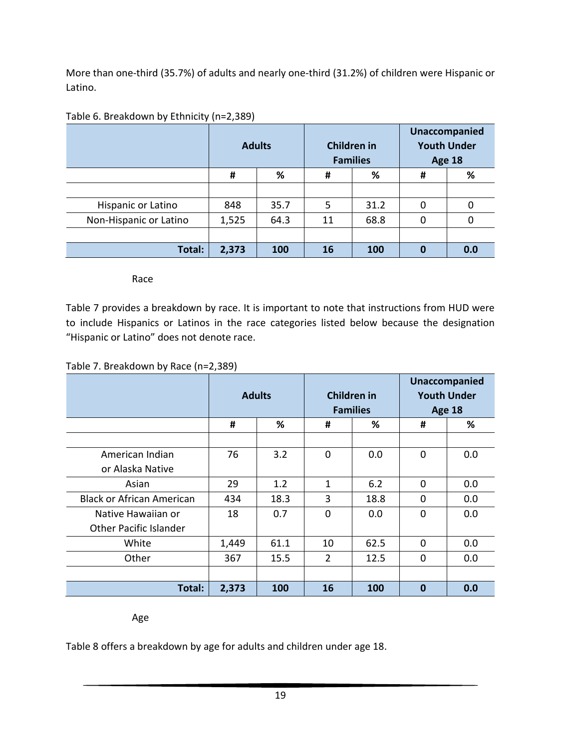More than one-third (35.7%) of adults and nearly one-third (31.2%) of children were Hispanic or Latino.

Table 6. Breakdown by Ethnicity (n=2,389)

| | Adults | | Children in Families | | Unaccompanied Youth Under Age 18 | |
|---|---|---|---|---|---|---|
| | # | % | # | % | # | % |
| | | | | | | |
| Hispanic or Latino | 848 | 35.7 | 5 | 31.2 | 0 | 0 |
| Non-Hispanic or Latino | 1,525 | 64.3 | 11 | 68.8 | 0 | 0 |
| | | | | | | |
| **Total:** | **2,373** | **100** | **16** | **100** | **0** | **0.0** |

### Race

Table 7 provides a breakdown by race. It is important to note that instructions from HUD were to include Hispanics or Latinos in the race categories listed below because the designation "Hispanic or Latino" does not denote race.

Table 7. Breakdown by Race (n=2,389)

| | Adults | | Children in Families | | Unaccompanied Youth Under Age 18 | |
|---|---|---|---|---|---|---|
| | # | % | # | % | # | % |
| | | | | | | |
| American Indian or Alaska Native | 76 | 3.2 | 0 | 0.0 | 0 | 0.0 |
| Asian | 29 | 1.2 | 1 | 6.2 | 0 | 0.0 |
| Black or African American | 434 | 18.3 | 3 | 18.8 | 0 | 0.0 |
| Native Hawaiian or Other Pacific Islander | 18 | 0.7 | 0 | 0.0 | 0 | 0.0 |
| White | 1,449 | 61.1 | 10 | 62.5 | 0 | 0.0 |
| Other | 367 | 15.5 | 2 | 12.5 | 0 | 0.0 |
| | | | | | | |
| **Total:** | **2,373** | **100** | **16** | **100** | **0** | **0.0** |

### Age

Table 8 offers a breakdown by age for adults and children under age 18.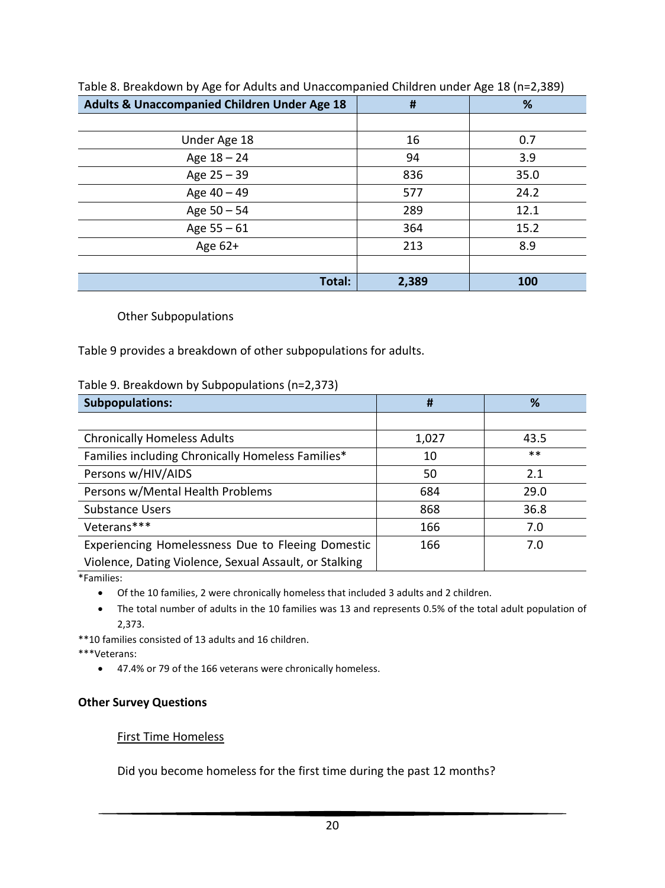Table 8. Breakdown by Age for Adults and Unaccompanied Children under Age 18 (n=2,389)

| Adults & Unaccompanied Children Under Age 18 | # | % |
|---|---|---|
| | | |
| Under Age 18 | 16 | 0.7 |
| Age 18 – 24 | 94 | 3.9 |
| Age 25 – 39 | 836 | 35.0 |
| Age 40 – 49 | 577 | 24.2 |
| Age 50 – 54 | 289 | 12.1 |
| Age 55 – 61 | 364 | 15.2 |
| Age 62+ | 213 | 8.9 |
| | | |
| **Total:** | **2,389** | **100** |

Other Subpopulations

Table 9 provides a breakdown of other subpopulations for adults.

Table 9. Breakdown by Subpopulations (n=2,373)

| Subpopulations: | # | % |
|---|---|---|
| | | |
| Chronically Homeless Adults | 1,027 | 43.5 |
| Families including Chronically Homeless Families* | 10 | ** |
| Persons w/HIV/AIDS | 50 | 2.1 |
| Persons w/Mental Health Problems | 684 | 29.0 |
| Substance Users | 868 | 36.8 |
| Veterans*** | 166 | 7.0 |
| Experiencing Homelessness Due to Fleeing Domestic Violence, Dating Violence, Sexual Assault, or Stalking | 166 | 7.0 |

*Families:

- Of the 10 families, 2 were chronically homeless that included 3 adults and 2 children.
- The total number of adults in the 10 families was 13 and represents 0.5% of the total adult population of 2,373.

**10 families consisted of 13 adults and 16 children.

***Veterans:

- 47.4% or 79 of the 166 veterans were chronically homeless.

## Other Survey Questions

First Time Homeless

Did you become homeless for the first time during the past 12 months?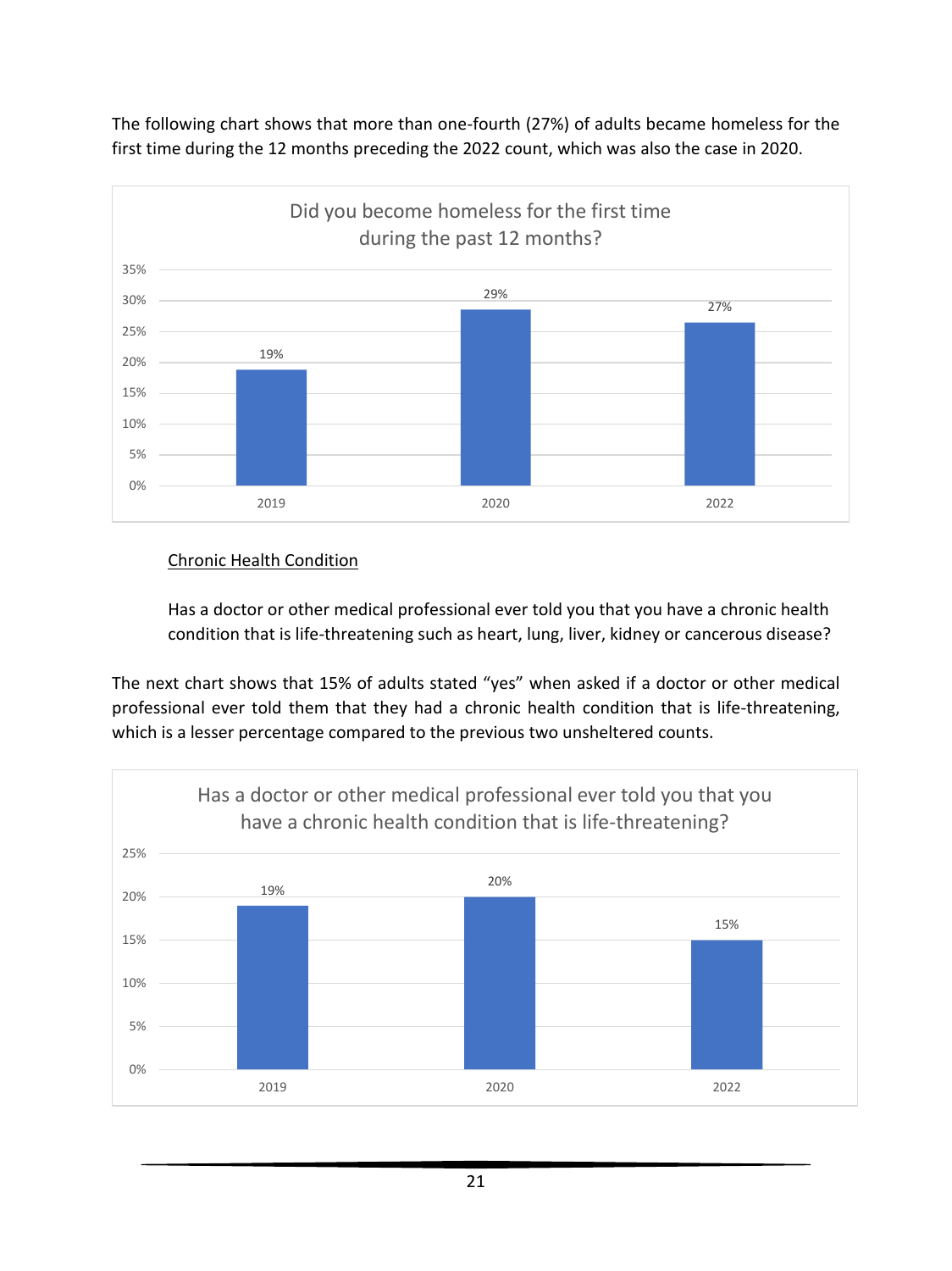The following chart shows that more than one-fourth (27%) of adults became homeless for the first time during the 12 months preceding the 2022 count, which was also the case in 2020.

**Did you become homeless for the first time during the past 12 months?**

| Year | Percentage |
|---|---|
| 2019 | 19% |
| 2020 | 29% |
| 2022 | 27% |

Chronic Health Condition

Has a doctor or other medical professional ever told you that you have a chronic health condition that is life-threatening such as heart, lung, liver, kidney or cancerous disease?

The next chart shows that 15% of adults stated "yes" when asked if a doctor or other medical professional ever told them that they had a chronic health condition that is life-threatening, which is a lesser percentage compared to the previous two unsheltered counts.

**Has a doctor or other medical professional ever told you that you have a chronic health condition that is life-threatening?**

| Year | Percentage |
|---|---|
| 2019 | 19% |
| 2020 | 20% |
| 2022 | 15% |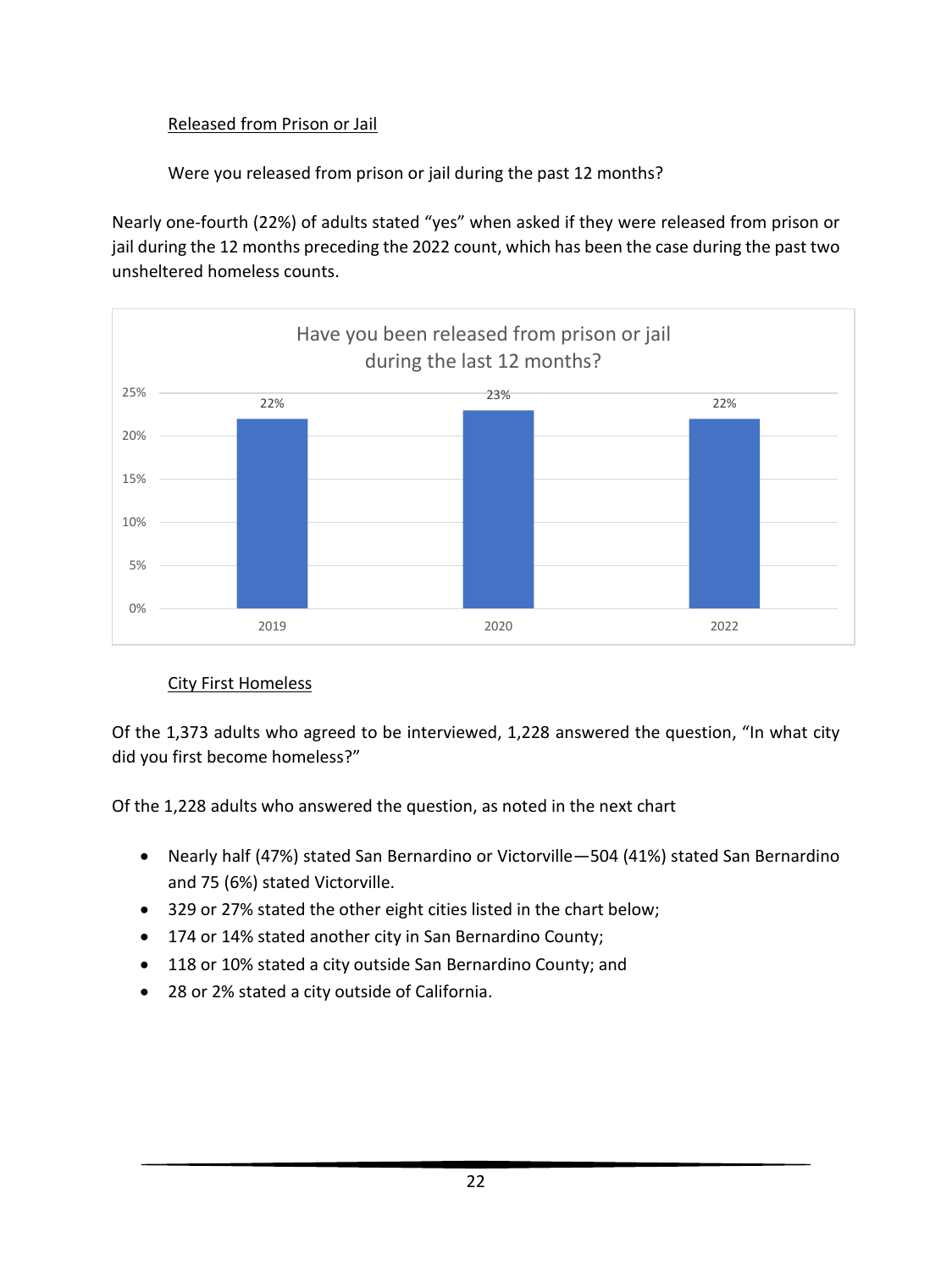Released from Prison or Jail

Were you released from prison or jail during the past 12 months?

Nearly one-fourth (22%) of adults stated “yes” when asked if they were released from prison or jail during the 12 months preceding the 2022 count, which has been the case during the past two unsheltered homeless counts.

Have you been released from prison or jail during the last 12 months?

| Year | Percent |
|---|---|
| 2019 | 22% |
| 2020 | 23% |
| 2022 | 22% |

City First Homeless

Of the 1,373 adults who agreed to be interviewed, 1,228 answered the question, “In what city did you first become homeless?”

Of the 1,228 adults who answered the question, as noted in the next chart

- Nearly half (47%) stated San Bernardino or Victorville—504 (41%) stated San Bernardino and 75 (6%) stated Victorville.
- 329 or 27% stated the other eight cities listed in the chart below;
- 174 or 14% stated another city in San Bernardino County;
- 118 or 10% stated a city outside San Bernardino County; and
- 28 or 2% stated a city outside of California.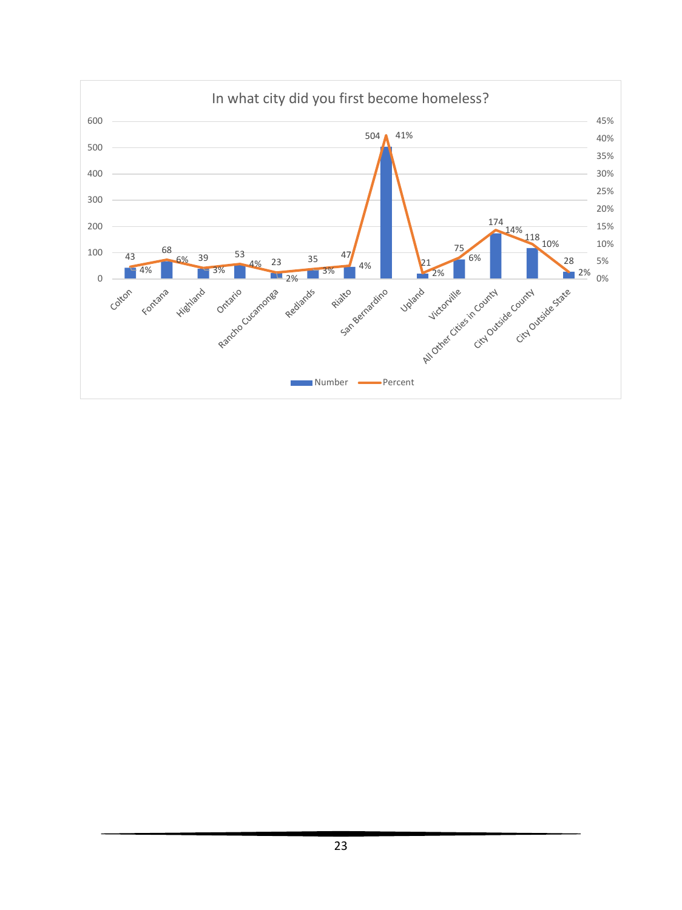**In what city did you first become homeless?**

| City | Number | Percent |
|---|---|---|
| Colton | 43 | 4% |
| Fontana | 68 | 6% |
| Highland | 39 | 3% |
| Ontario | 53 | 4% |
| Rancho Cucamonga | 23 | 2% |
| Redlands | 35 | 3% |
| Rialto | 47 | 4% |
| San Bernardino | 504 | 41% |
| Upland | 21 | 2% |
| Victorville | 75 | 6% |
| All Other Cities in County | 174 | 14% |
| City Outside County | 118 | 10% |
| City Outside State | 28 | 2% |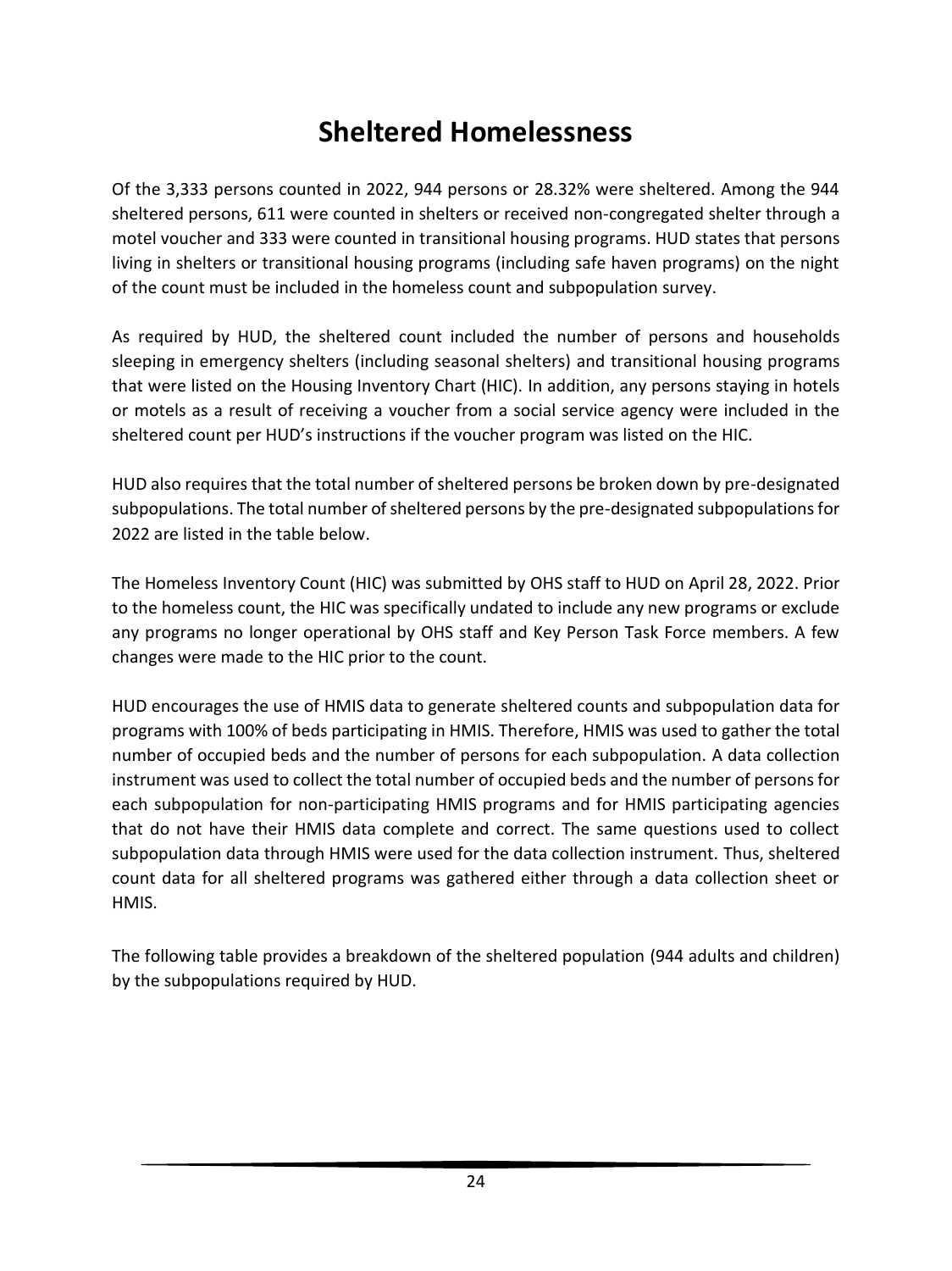# Sheltered Homelessness

Of the 3,333 persons counted in 2022, 944 persons or 28.32% were sheltered. Among the 944 sheltered persons, 611 were counted in shelters or received non-congregated shelter through a motel voucher and 333 were counted in transitional housing programs. HUD states that persons living in shelters or transitional housing programs (including safe haven programs) on the night of the count must be included in the homeless count and subpopulation survey.

As required by HUD, the sheltered count included the number of persons and households sleeping in emergency shelters (including seasonal shelters) and transitional housing programs that were listed on the Housing Inventory Chart (HIC). In addition, any persons staying in hotels or motels as a result of receiving a voucher from a social service agency were included in the sheltered count per HUD's instructions if the voucher program was listed on the HIC.

HUD also requires that the total number of sheltered persons be broken down by pre-designated subpopulations. The total number of sheltered persons by the pre-designated subpopulations for 2022 are listed in the table below.

The Homeless Inventory Count (HIC) was submitted by OHS staff to HUD on April 28, 2022. Prior to the homeless count, the HIC was specifically undated to include any new programs or exclude any programs no longer operational by OHS staff and Key Person Task Force members. A few changes were made to the HIC prior to the count.

HUD encourages the use of HMIS data to generate sheltered counts and subpopulation data for programs with 100% of beds participating in HMIS. Therefore, HMIS was used to gather the total number of occupied beds and the number of persons for each subpopulation. A data collection instrument was used to collect the total number of occupied beds and the number of persons for each subpopulation for non-participating HMIS programs and for HMIS participating agencies that do not have their HMIS data complete and correct. The same questions used to collect subpopulation data through HMIS were used for the data collection instrument. Thus, sheltered count data for all sheltered programs was gathered either through a data collection sheet or HMIS.

The following table provides a breakdown of the sheltered population (944 adults and children) by the subpopulations required by HUD.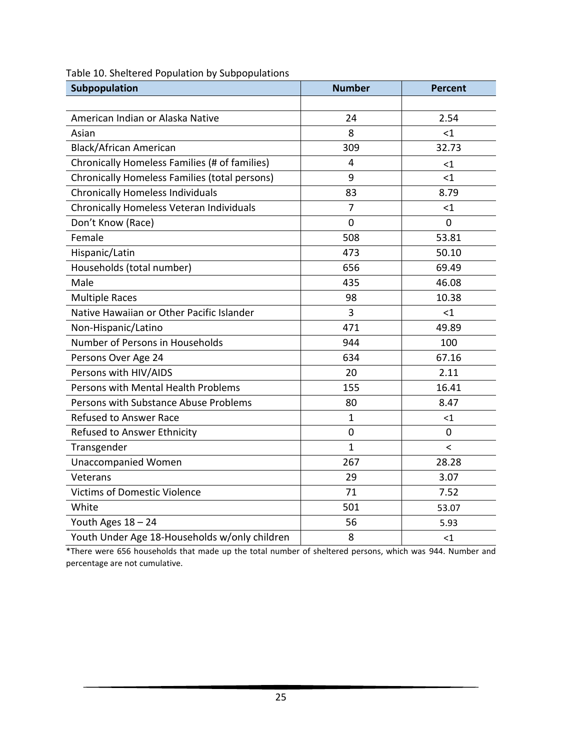Table 10. Sheltered Population by Subpopulations

| Subpopulation | Number | Percent |
|---|---|---|
| | | |
| American Indian or Alaska Native | 24 | 2.54 |
| Asian | 8 | <1 |
| Black/African American | 309 | 32.73 |
| Chronically Homeless Families (# of families) | 4 | <1 |
| Chronically Homeless Families (total persons) | 9 | <1 |
| Chronically Homeless Individuals | 83 | 8.79 |
| Chronically Homeless Veteran Individuals | 7 | <1 |
| Don't Know (Race) | 0 | 0 |
| Female | 508 | 53.81 |
| Hispanic/Latin | 473 | 50.10 |
| Households (total number) | 656 | 69.49 |
| Male | 435 | 46.08 |
| Multiple Races | 98 | 10.38 |
| Native Hawaiian or Other Pacific Islander | 3 | <1 |
| Non-Hispanic/Latino | 471 | 49.89 |
| Number of Persons in Households | 944 | 100 |
| Persons Over Age 24 | 634 | 67.16 |
| Persons with HIV/AIDS | 20 | 2.11 |
| Persons with Mental Health Problems | 155 | 16.41 |
| Persons with Substance Abuse Problems | 80 | 8.47 |
| Refused to Answer Race | 1 | <1 |
| Refused to Answer Ethnicity | 0 | 0 |
| Transgender | 1 | < |
| Unaccompanied Women | 267 | 28.28 |
| Veterans | 29 | 3.07 |
| Victims of Domestic Violence | 71 | 7.52 |
| White | 501 | 53.07 |
| Youth Ages 18 – 24 | 56 | 5.93 |
| Youth Under Age 18-Households w/only children | 8 | <1 |

*There were 656 households that made up the total number of sheltered persons, which was 944. Number and percentage are not cumulative.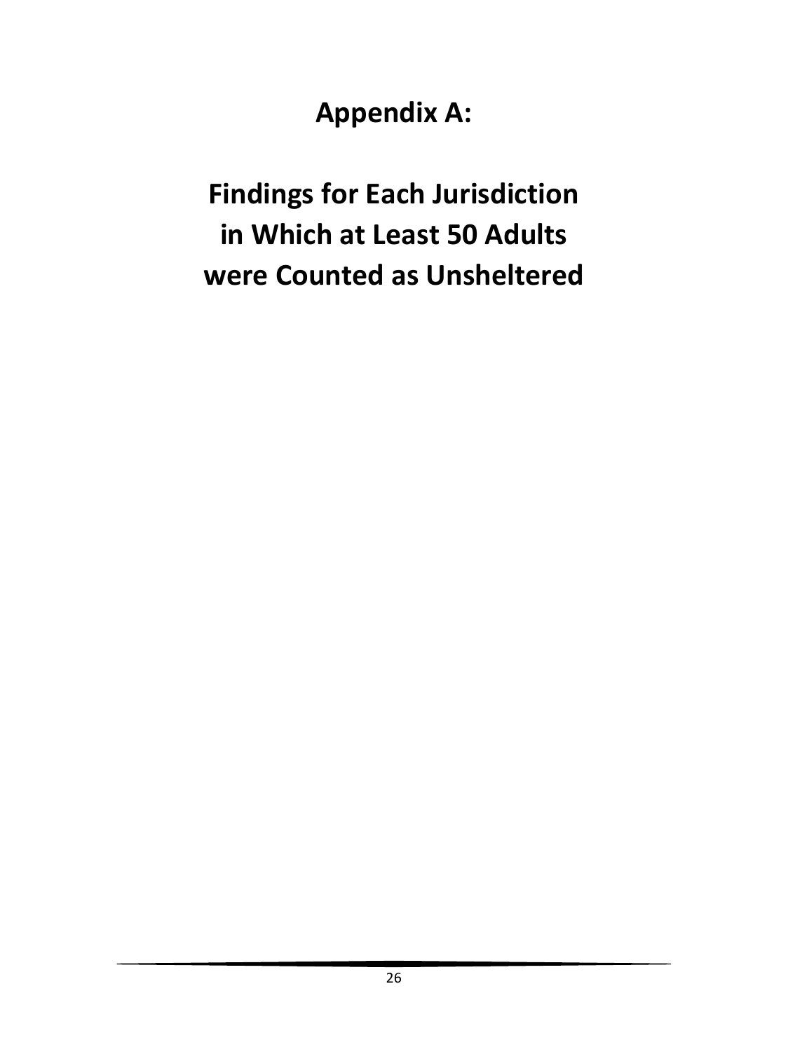# Appendix A:

# Findings for Each Jurisdiction in Which at Least 50 Adults were Counted as Unsheltered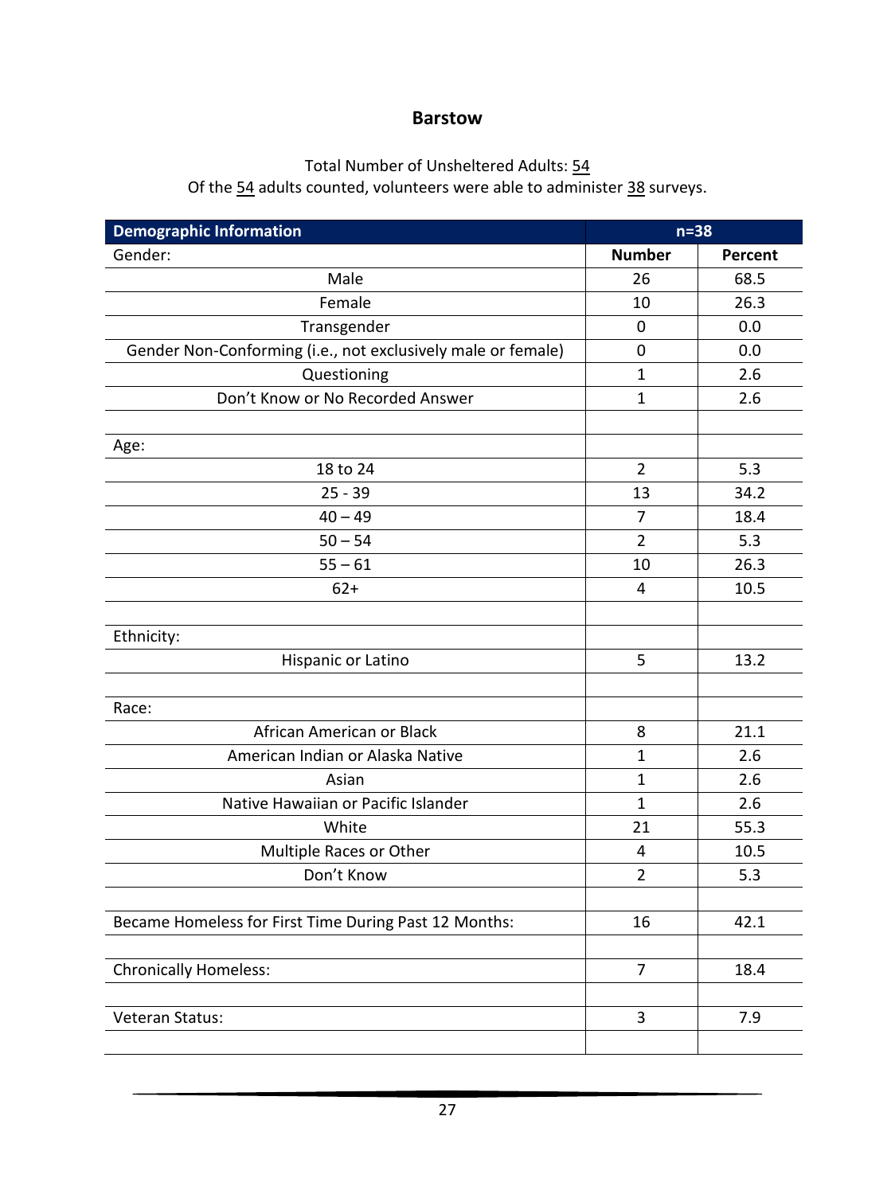## Barstow

Total Number of Unsheltered Adults: 54
Of the 54 adults counted, volunteers were able to administer 38 surveys.

| Demographic Information | n=38 | |
|---|---|---|
| Gender: | **Number** | **Percent** |
| Male | 26 | 68.5 |
| Female | 10 | 26.3 |
| Transgender | 0 | 0.0 |
| Gender Non-Conforming (i.e., not exclusively male or female) | 0 | 0.0 |
| Questioning | 1 | 2.6 |
| Don't Know or No Recorded Answer | 1 | 2.6 |
| | | |
| Age: | | |
| 18 to 24 | 2 | 5.3 |
| 25 - 39 | 13 | 34.2 |
| 40 – 49 | 7 | 18.4 |
| 50 – 54 | 2 | 5.3 |
| 55 – 61 | 10 | 26.3 |
| 62+ | 4 | 10.5 |
| | | |
| Ethnicity: | | |
| Hispanic or Latino | 5 | 13.2 |
| | | |
| Race: | | |
| African American or Black | 8 | 21.1 |
| American Indian or Alaska Native | 1 | 2.6 |
| Asian | 1 | 2.6 |
| Native Hawaiian or Pacific Islander | 1 | 2.6 |
| White | 21 | 55.3 |
| Multiple Races or Other | 4 | 10.5 |
| Don't Know | 2 | 5.3 |
| | | |
| Became Homeless for First Time During Past 12 Months: | 16 | 42.1 |
| | | |
| Chronically Homeless: | 7 | 18.4 |
| | | |
| Veteran Status: | 3 | 7.9 |
| | | |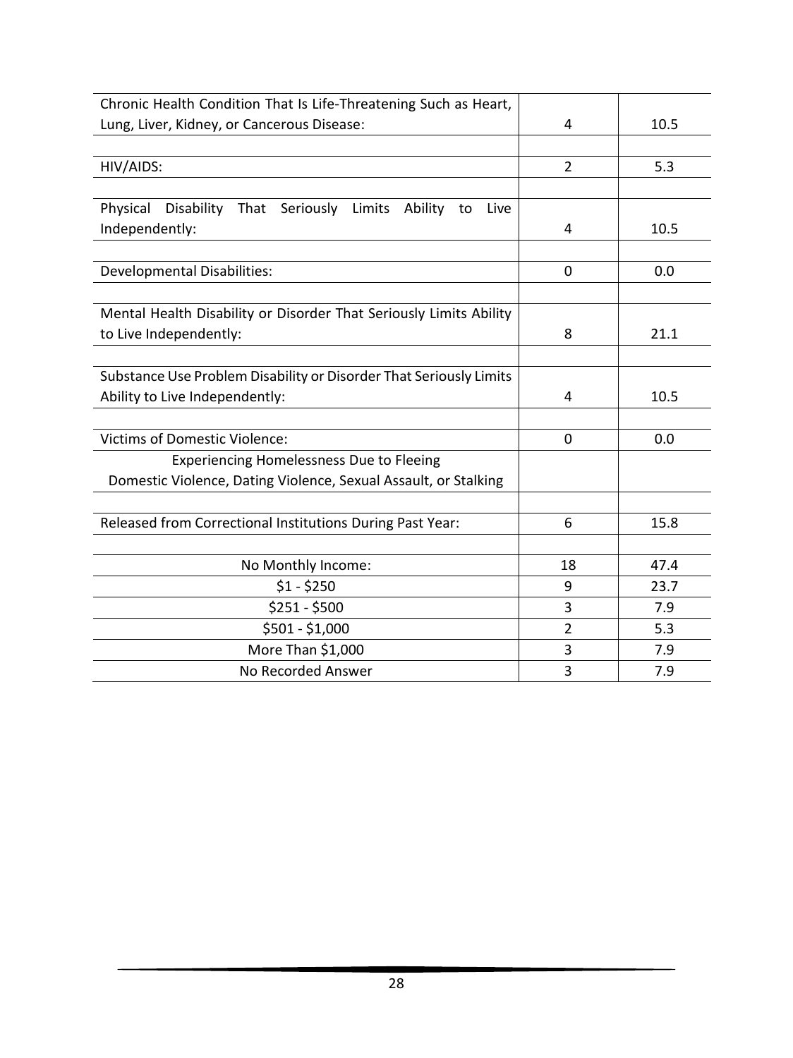| | | |
|---|---|---|
| Chronic Health Condition That Is Life-Threatening Such as Heart, Lung, Liver, Kidney, or Cancerous Disease: | 4 | 10.5 |
| | | |
| HIV/AIDS: | 2 | 5.3 |
| | | |
| Physical Disability That Seriously Limits Ability to Live Independently: | 4 | 10.5 |
| | | |
| Developmental Disabilities: | 0 | 0.0 |
| | | |
| Mental Health Disability or Disorder That Seriously Limits Ability to Live Independently: | 8 | 21.1 |
| | | |
| Substance Use Problem Disability or Disorder That Seriously Limits Ability to Live Independently: | 4 | 10.5 |
| | | |
| Victims of Domestic Violence: | 0 | 0.0 |
| Experiencing Homelessness Due to Fleeing Domestic Violence, Dating Violence, Sexual Assault, or Stalking | | |
| | | |
| Released from Correctional Institutions During Past Year: | 6 | 15.8 |
| | | |
| No Monthly Income: | 18 | 47.4 |
| $1 - $250 | 9 | 23.7 |
| $251 - $500 | 3 | 7.9 |
| $501 - $1,000 | 2 | 5.3 |
| More Than $1,000 | 3 | 7.9 |
| No Recorded Answer | 3 | 7.9 |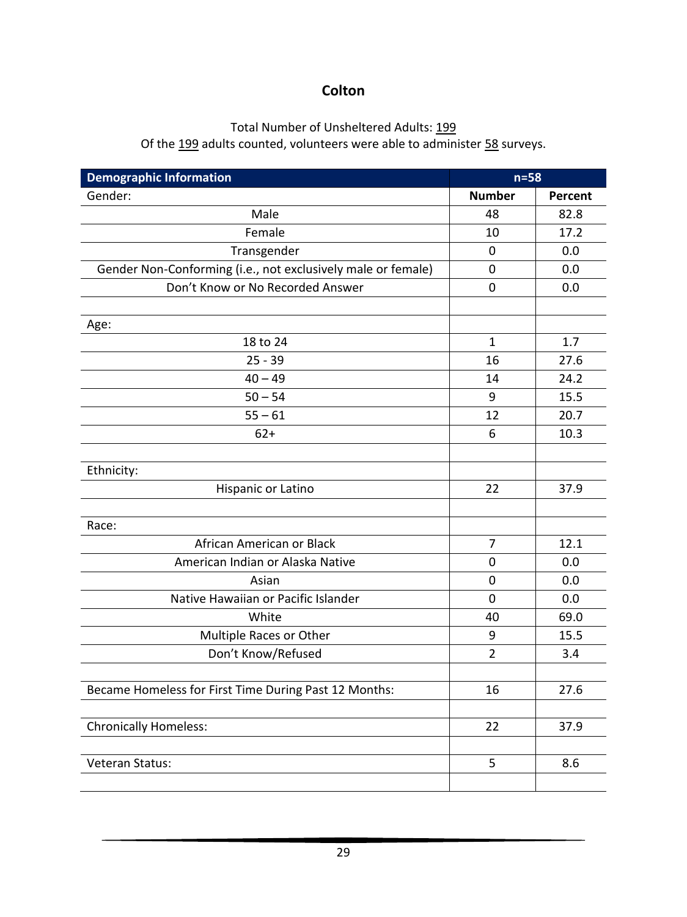## Colton

Total Number of Unsheltered Adults: 199
Of the 199 adults counted, volunteers were able to administer 58 surveys.

| Demographic Information | n=58 | |
|---|---|---|
| Gender: | **Number** | **Percent** |
| Male | 48 | 82.8 |
| Female | 10 | 17.2 |
| Transgender | 0 | 0.0 |
| Gender Non-Conforming (i.e., not exclusively male or female) | 0 | 0.0 |
| Don't Know or No Recorded Answer | 0 | 0.0 |
| | | |
| Age: | | |
| 18 to 24 | 1 | 1.7 |
| 25 - 39 | 16 | 27.6 |
| 40 – 49 | 14 | 24.2 |
| 50 – 54 | 9 | 15.5 |
| 55 – 61 | 12 | 20.7 |
| 62+ | 6 | 10.3 |
| | | |
| Ethnicity: | | |
| Hispanic or Latino | 22 | 37.9 |
| | | |
| Race: | | |
| African American or Black | 7 | 12.1 |
| American Indian or Alaska Native | 0 | 0.0 |
| Asian | 0 | 0.0 |
| Native Hawaiian or Pacific Islander | 0 | 0.0 |
| White | 40 | 69.0 |
| Multiple Races or Other | 9 | 15.5 |
| Don't Know/Refused | 2 | 3.4 |
| | | |
| Became Homeless for First Time During Past 12 Months: | 16 | 27.6 |
| | | |
| Chronically Homeless: | 22 | 37.9 |
| | | |
| Veteran Status: | 5 | 8.6 |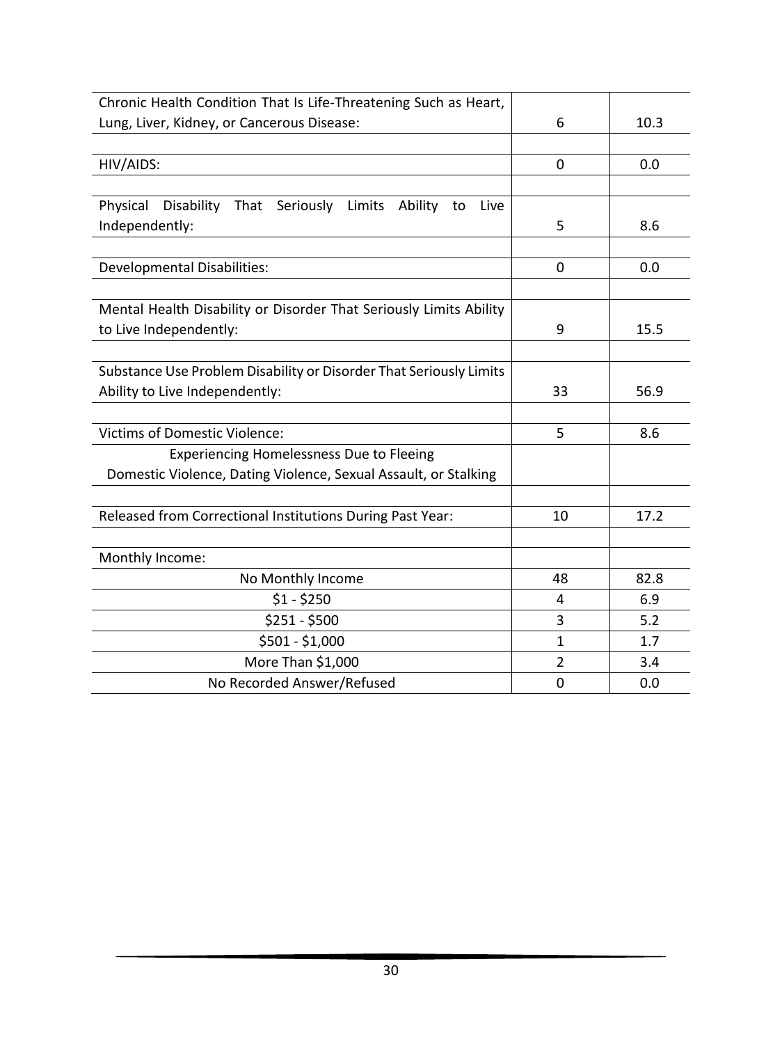| | | |
|---|---|---|
| Chronic Health Condition That Is Life-Threatening Such as Heart, Lung, Liver, Kidney, or Cancerous Disease: | 6 | 10.3 |
| | | |
| HIV/AIDS: | 0 | 0.0 |
| | | |
| Physical Disability That Seriously Limits Ability to Live Independently: | 5 | 8.6 |
| | | |
| Developmental Disabilities: | 0 | 0.0 |
| | | |
| Mental Health Disability or Disorder That Seriously Limits Ability to Live Independently: | 9 | 15.5 |
| | | |
| Substance Use Problem Disability or Disorder That Seriously Limits Ability to Live Independently: | 33 | 56.9 |
| | | |
| Victims of Domestic Violence: | 5 | 8.6 |
| Experiencing Homelessness Due to Fleeing Domestic Violence, Dating Violence, Sexual Assault, or Stalking | | |
| | | |
| Released from Correctional Institutions During Past Year: | 10 | 17.2 |
| | | |
| Monthly Income: | | |
| No Monthly Income | 48 | 82.8 |
| $1 - $250 | 4 | 6.9 |
| $251 - $500 | 3 | 5.2 |
| $501 - $1,000 | 1 | 1.7 |
| More Than $1,000 | 2 | 3.4 |
| No Recorded Answer/Refused | 0 | 0.0 |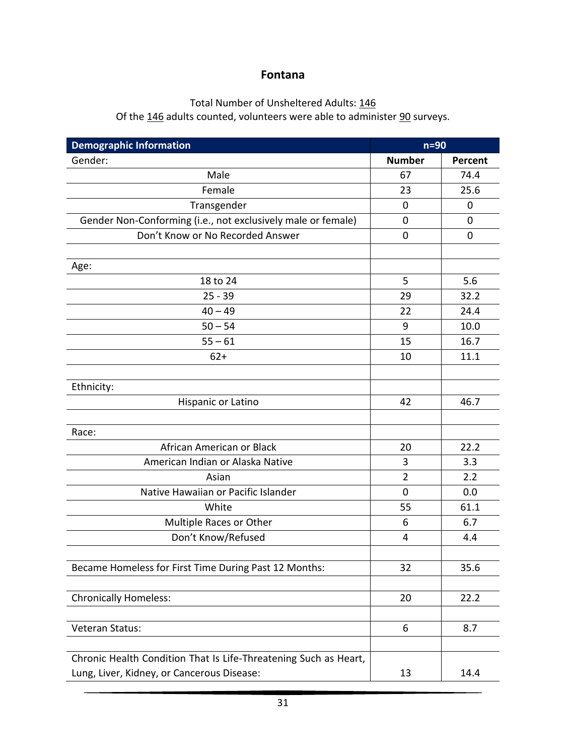# Fontana

Total Number of Unsheltered Adults: 146
Of the 146 adults counted, volunteers were able to administer 90 surveys.

| Demographic Information | n=90 | |
|---|---|---|
| Gender: | **Number** | **Percent** |
| Male | 67 | 74.4 |
| Female | 23 | 25.6 |
| Transgender | 0 | 0 |
| Gender Non-Conforming (i.e., not exclusively male or female) | 0 | 0 |
| Don't Know or No Recorded Answer | 0 | 0 |
| | | |
| Age: | | |
| 18 to 24 | 5 | 5.6 |
| 25 - 39 | 29 | 32.2 |
| 40 – 49 | 22 | 24.4 |
| 50 – 54 | 9 | 10.0 |
| 55 – 61 | 15 | 16.7 |
| 62+ | 10 | 11.1 |
| | | |
| Ethnicity: | | |
| Hispanic or Latino | 42 | 46.7 |
| | | |
| Race: | | |
| African American or Black | 20 | 22.2 |
| American Indian or Alaska Native | 3 | 3.3 |
| Asian | 2 | 2.2 |
| Native Hawaiian or Pacific Islander | 0 | 0.0 |
| White | 55 | 61.1 |
| Multiple Races or Other | 6 | 6.7 |
| Don't Know/Refused | 4 | 4.4 |
| | | |
| Became Homeless for First Time During Past 12 Months: | 32 | 35.6 |
| | | |
| Chronically Homeless: | 20 | 22.2 |
| | | |
| Veteran Status: | 6 | 8.7 |
| | | |
| Chronic Health Condition That Is Life-Threatening Such as Heart, Lung, Liver, Kidney, or Cancerous Disease: | 13 | 14.4 |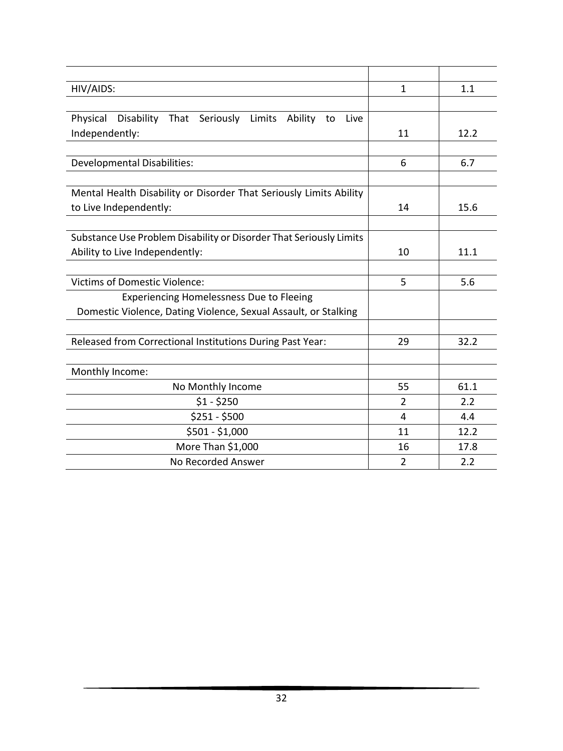| | | |
|---|---|---|
| HIV/AIDS: | 1 | 1.1 |
| | | |
| Physical Disability That Seriously Limits Ability to Live Independently: | 11 | 12.2 |
| | | |
| Developmental Disabilities: | 6 | 6.7 |
| | | |
| Mental Health Disability or Disorder That Seriously Limits Ability to Live Independently: | 14 | 15.6 |
| | | |
| Substance Use Problem Disability or Disorder That Seriously Limits Ability to Live Independently: | 10 | 11.1 |
| | | |
| Victims of Domestic Violence: | 5 | 5.6 |
| Experiencing Homelessness Due to Fleeing Domestic Violence, Dating Violence, Sexual Assault, or Stalking | | |
| | | |
| Released from Correctional Institutions During Past Year: | 29 | 32.2 |
| | | |
| Monthly Income: | | |
| No Monthly Income | 55 | 61.1 |
| $1 - $250 | 2 | 2.2 |
| $251 - $500 | 4 | 4.4 |
| $501 - $1,000 | 11 | 12.2 |
| More Than $1,000 | 16 | 17.8 |
| No Recorded Answer | 2 | 2.2 |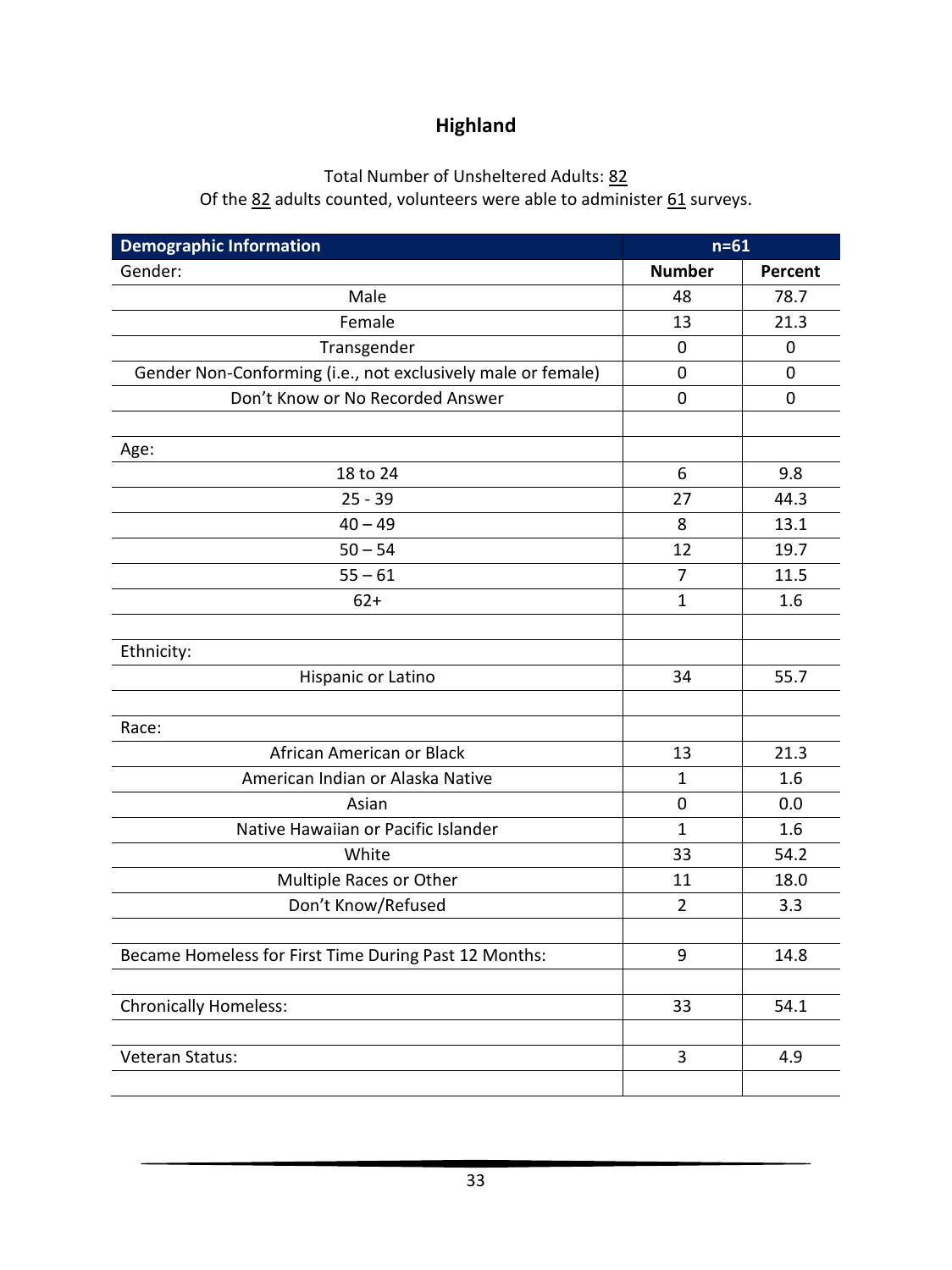## Highland

Total Number of Unsheltered Adults: 82
Of the 82 adults counted, volunteers were able to administer 61 surveys.

| Demographic Information | n=61 | |
|---|---|---|
| Gender: | **Number** | **Percent** |
| Male | 48 | 78.7 |
| Female | 13 | 21.3 |
| Transgender | 0 | 0 |
| Gender Non-Conforming (i.e., not exclusively male or female) | 0 | 0 |
| Don't Know or No Recorded Answer | 0 | 0 |
| | | |
| Age: | | |
| 18 to 24 | 6 | 9.8 |
| 25 - 39 | 27 | 44.3 |
| 40 – 49 | 8 | 13.1 |
| 50 – 54 | 12 | 19.7 |
| 55 – 61 | 7 | 11.5 |
| 62+ | 1 | 1.6 |
| | | |
| Ethnicity: | | |
| Hispanic or Latino | 34 | 55.7 |
| | | |
| Race: | | |
| African American or Black | 13 | 21.3 |
| American Indian or Alaska Native | 1 | 1.6 |
| Asian | 0 | 0.0 |
| Native Hawaiian or Pacific Islander | 1 | 1.6 |
| White | 33 | 54.2 |
| Multiple Races or Other | 11 | 18.0 |
| Don't Know/Refused | 2 | 3.3 |
| | | |
| Became Homeless for First Time During Past 12 Months: | 9 | 14.8 |
| | | |
| Chronically Homeless: | 33 | 54.1 |
| | | |
| Veteran Status: | 3 | 4.9 |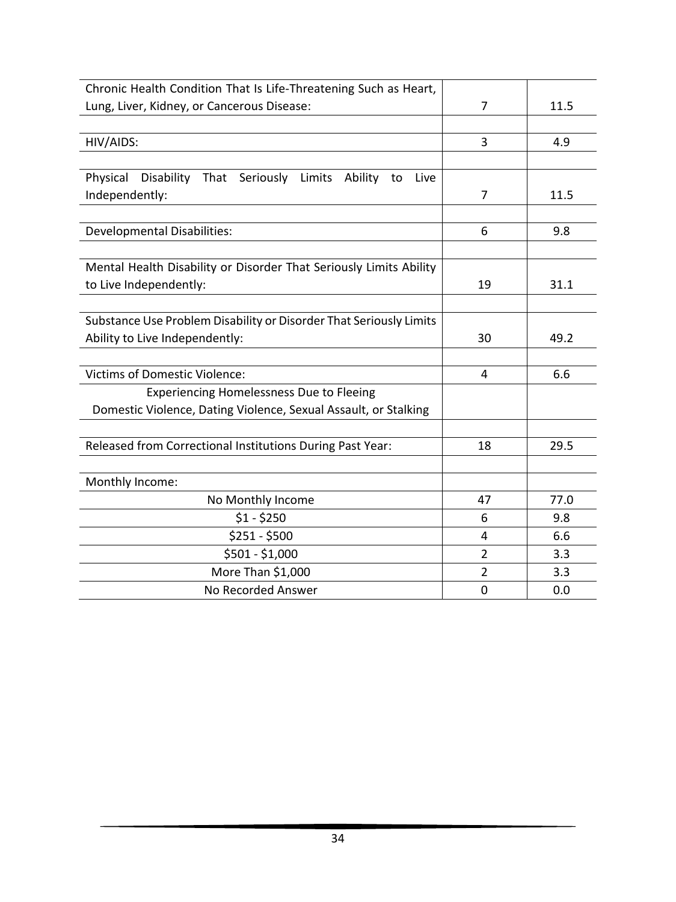| | | |
|---|---|---|
| Chronic Health Condition That Is Life-Threatening Such as Heart, Lung, Liver, Kidney, or Cancerous Disease: | 7 | 11.5 |
| | | |
| HIV/AIDS: | 3 | 4.9 |
| | | |
| Physical Disability That Seriously Limits Ability to Live Independently: | 7 | 11.5 |
| | | |
| Developmental Disabilities: | 6 | 9.8 |
| | | |
| Mental Health Disability or Disorder That Seriously Limits Ability to Live Independently: | 19 | 31.1 |
| | | |
| Substance Use Problem Disability or Disorder That Seriously Limits Ability to Live Independently: | 30 | 49.2 |
| | | |
| Victims of Domestic Violence: | 4 | 6.6 |
| Experiencing Homelessness Due to Fleeing Domestic Violence, Dating Violence, Sexual Assault, or Stalking | | |
| | | |
| Released from Correctional Institutions During Past Year: | 18 | 29.5 |
| | | |
| Monthly Income: | | |
| No Monthly Income | 47 | 77.0 |
| $1 - $250 | 6 | 9.8 |
| $251 - $500 | 4 | 6.6 |
| $501 - $1,000 | 2 | 3.3 |
| More Than $1,000 | 2 | 3.3 |
| No Recorded Answer | 0 | 0.0 |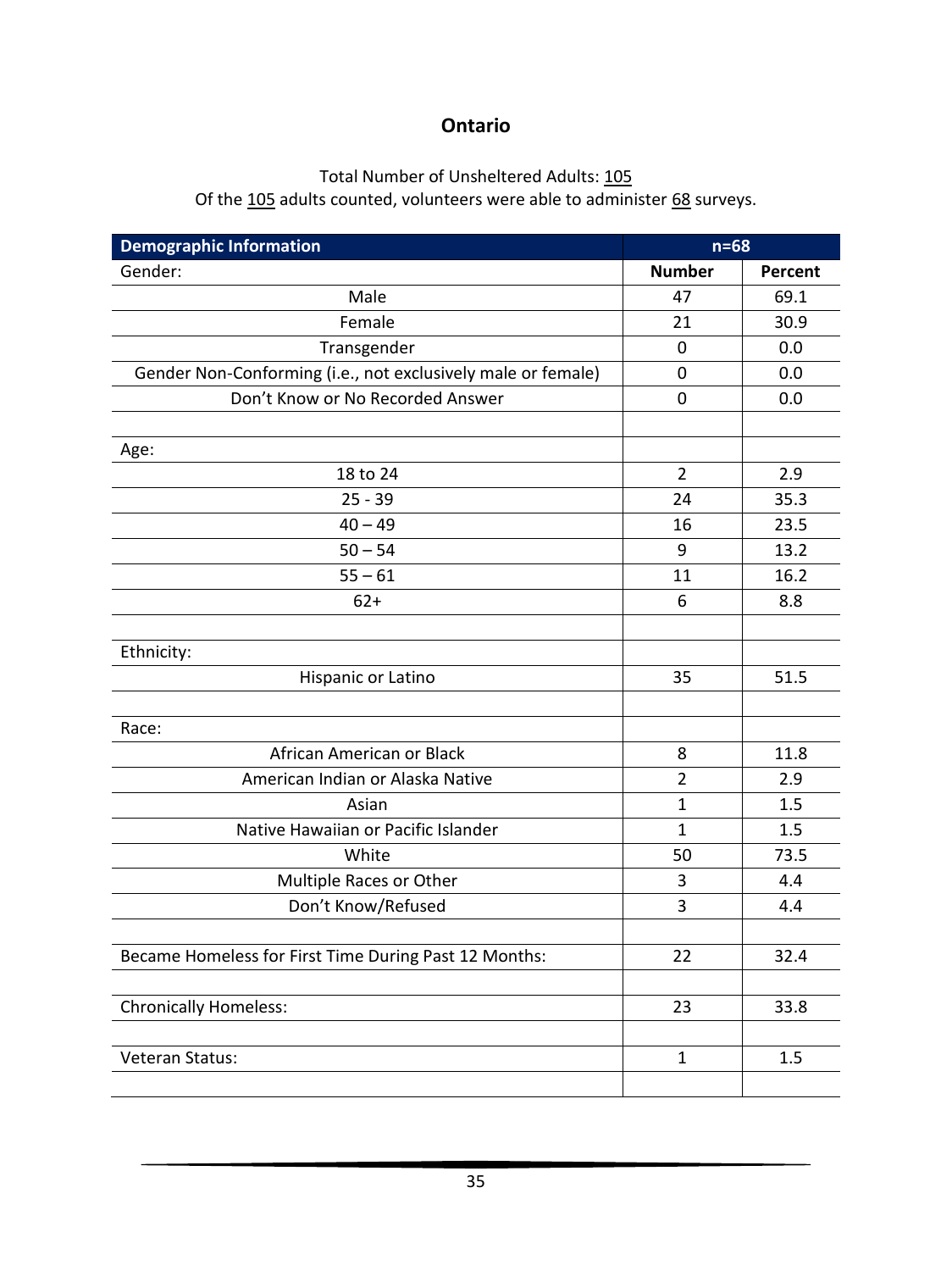## Ontario

Total Number of Unsheltered Adults: 105
Of the 105 adults counted, volunteers were able to administer 68 surveys.

| Demographic Information | n=68 | |
|---|---|---|
| Gender: | **Number** | **Percent** |
| Male | 47 | 69.1 |
| Female | 21 | 30.9 |
| Transgender | 0 | 0.0 |
| Gender Non-Conforming (i.e., not exclusively male or female) | 0 | 0.0 |
| Don't Know or No Recorded Answer | 0 | 0.0 |
| | | |
| Age: | | |
| 18 to 24 | 2 | 2.9 |
| 25 - 39 | 24 | 35.3 |
| 40 – 49 | 16 | 23.5 |
| 50 – 54 | 9 | 13.2 |
| 55 – 61 | 11 | 16.2 |
| 62+ | 6 | 8.8 |
| | | |
| Ethnicity: | | |
| Hispanic or Latino | 35 | 51.5 |
| | | |
| Race: | | |
| African American or Black | 8 | 11.8 |
| American Indian or Alaska Native | 2 | 2.9 |
| Asian | 1 | 1.5 |
| Native Hawaiian or Pacific Islander | 1 | 1.5 |
| White | 50 | 73.5 |
| Multiple Races or Other | 3 | 4.4 |
| Don't Know/Refused | 3 | 4.4 |
| | | |
| Became Homeless for First Time During Past 12 Months: | 22 | 32.4 |
| | | |
| Chronically Homeless: | 23 | 33.8 |
| | | |
| Veteran Status: | 1 | 1.5 |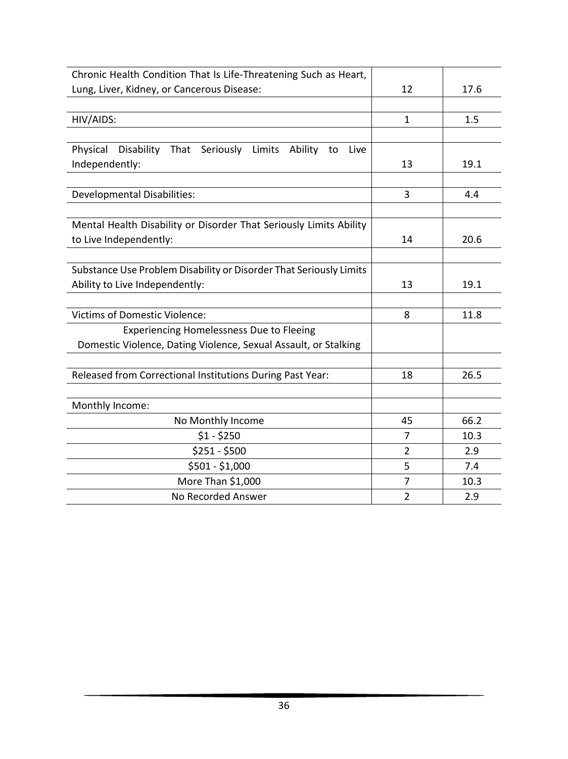| | | |
|---|---|---|
| Chronic Health Condition That Is Life-Threatening Such as Heart, Lung, Liver, Kidney, or Cancerous Disease: | 12 | 17.6 |
| | | |
| HIV/AIDS: | 1 | 1.5 |
| | | |
| Physical Disability That Seriously Limits Ability to Live Independently: | 13 | 19.1 |
| | | |
| Developmental Disabilities: | 3 | 4.4 |
| | | |
| Mental Health Disability or Disorder That Seriously Limits Ability to Live Independently: | 14 | 20.6 |
| | | |
| Substance Use Problem Disability or Disorder That Seriously Limits Ability to Live Independently: | 13 | 19.1 |
| | | |
| Victims of Domestic Violence: | 8 | 11.8 |
| Experiencing Homelessness Due to Fleeing Domestic Violence, Dating Violence, Sexual Assault, or Stalking | | |
| | | |
| Released from Correctional Institutions During Past Year: | 18 | 26.5 |
| | | |
| Monthly Income: | | |
| No Monthly Income | 45 | 66.2 |
| $1 - $250 | 7 | 10.3 |
| $251 - $500 | 2 | 2.9 |
| $501 - $1,000 | 5 | 7.4 |
| More Than $1,000 | 7 | 10.3 |
| No Recorded Answer | 2 | 2.9 |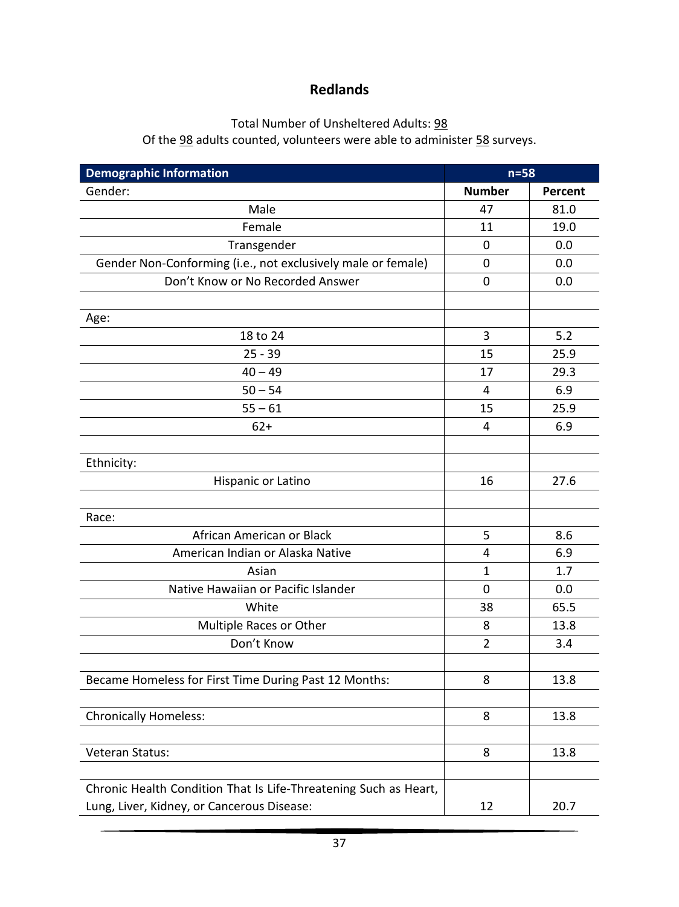## Redlands

Total Number of Unsheltered Adults: 98
Of the 98 adults counted, volunteers were able to administer 58 surveys.

| Demographic Information | n=58 | |
|---|---|---|
| Gender: | **Number** | **Percent** |
| Male | 47 | 81.0 |
| Female | 11 | 19.0 |
| Transgender | 0 | 0.0 |
| Gender Non-Conforming (i.e., not exclusively male or female) | 0 | 0.0 |
| Don't Know or No Recorded Answer | 0 | 0.0 |
| | | |
| Age: | | |
| 18 to 24 | 3 | 5.2 |
| 25 - 39 | 15 | 25.9 |
| 40 – 49 | 17 | 29.3 |
| 50 – 54 | 4 | 6.9 |
| 55 – 61 | 15 | 25.9 |
| 62+ | 4 | 6.9 |
| | | |
| Ethnicity: | | |
| Hispanic or Latino | 16 | 27.6 |
| | | |
| Race: | | |
| African American or Black | 5 | 8.6 |
| American Indian or Alaska Native | 4 | 6.9 |
| Asian | 1 | 1.7 |
| Native Hawaiian or Pacific Islander | 0 | 0.0 |
| White | 38 | 65.5 |
| Multiple Races or Other | 8 | 13.8 |
| Don't Know | 2 | 3.4 |
| | | |
| Became Homeless for First Time During Past 12 Months: | 8 | 13.8 |
| | | |
| Chronically Homeless: | 8 | 13.8 |
| | | |
| Veteran Status: | 8 | 13.8 |
| | | |
| Chronic Health Condition That Is Life-Threatening Such as Heart, Lung, Liver, Kidney, or Cancerous Disease: | 12 | 20.7 |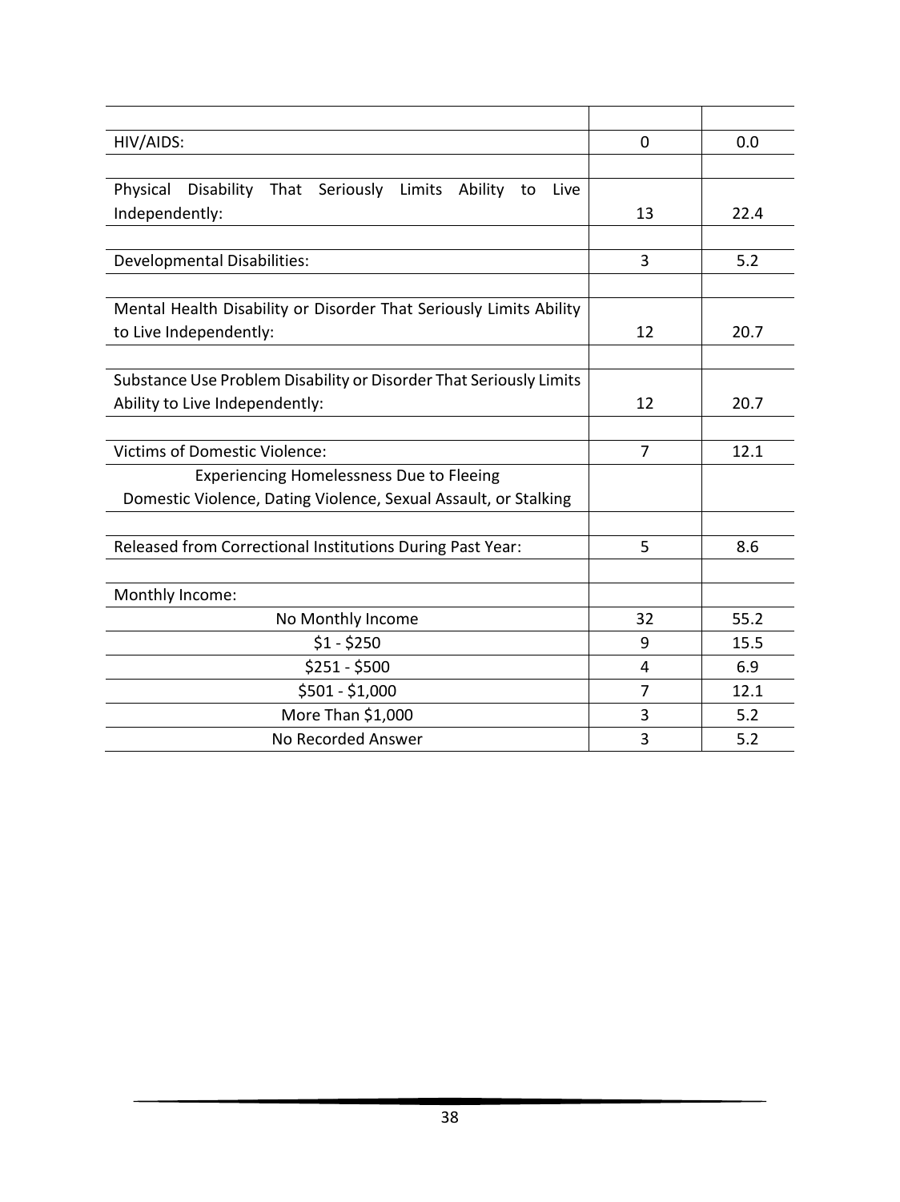| | | |
|---|---|---|
| HIV/AIDS: | 0 | 0.0 |
| | | |
| Physical Disability That Seriously Limits Ability to Live Independently: | 13 | 22.4 |
| | | |
| Developmental Disabilities: | 3 | 5.2 |
| | | |
| Mental Health Disability or Disorder That Seriously Limits Ability to Live Independently: | 12 | 20.7 |
| | | |
| Substance Use Problem Disability or Disorder That Seriously Limits Ability to Live Independently: | 12 | 20.7 |
| | | |
| Victims of Domestic Violence: | 7 | 12.1 |
| Experiencing Homelessness Due to Fleeing Domestic Violence, Dating Violence, Sexual Assault, or Stalking | | |
| | | |
| Released from Correctional Institutions During Past Year: | 5 | 8.6 |
| | | |
| Monthly Income: | | |
| No Monthly Income | 32 | 55.2 |
| $1 - $250 | 9 | 15.5 |
| $251 - $500 | 4 | 6.9 |
| $501 - $1,000 | 7 | 12.1 |
| More Than $1,000 | 3 | 5.2 |
| No Recorded Answer | 3 | 5.2 |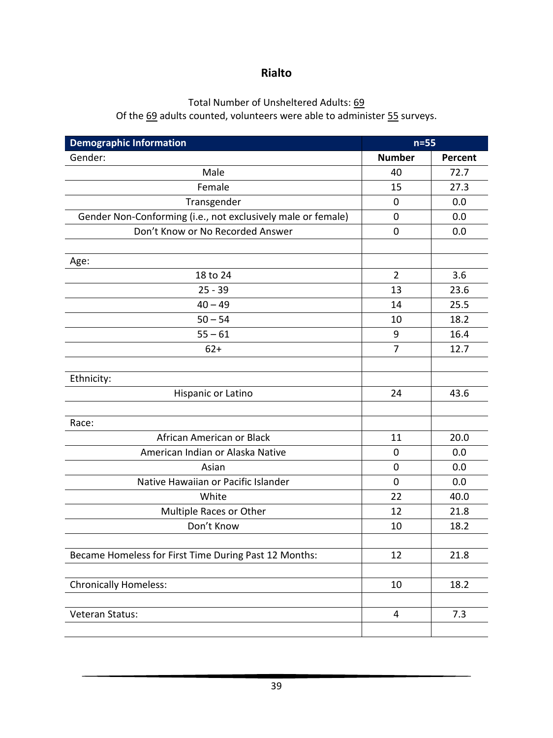## Rialto

Total Number of Unsheltered Adults: 69
Of the 69 adults counted, volunteers were able to administer 55 surveys.

| Demographic Information | n=55 | |
|---|---|---|
| Gender: | Number | Percent |
| Male | 40 | 72.7 |
| Female | 15 | 27.3 |
| Transgender | 0 | 0.0 |
| Gender Non-Conforming (i.e., not exclusively male or female) | 0 | 0.0 |
| Don't Know or No Recorded Answer | 0 | 0.0 |
| | | |
| Age: | | |
| 18 to 24 | 2 | 3.6 |
| 25 - 39 | 13 | 23.6 |
| 40 – 49 | 14 | 25.5 |
| 50 – 54 | 10 | 18.2 |
| 55 – 61 | 9 | 16.4 |
| 62+ | 7 | 12.7 |
| | | |
| Ethnicity: | | |
| Hispanic or Latino | 24 | 43.6 |
| | | |
| Race: | | |
| African American or Black | 11 | 20.0 |
| American Indian or Alaska Native | 0 | 0.0 |
| Asian | 0 | 0.0 |
| Native Hawaiian or Pacific Islander | 0 | 0.0 |
| White | 22 | 40.0 |
| Multiple Races or Other | 12 | 21.8 |
| Don't Know | 10 | 18.2 |
| | | |
| Became Homeless for First Time During Past 12 Months: | 12 | 21.8 |
| | | |
| Chronically Homeless: | 10 | 18.2 |
| | | |
| Veteran Status: | 4 | 7.3 |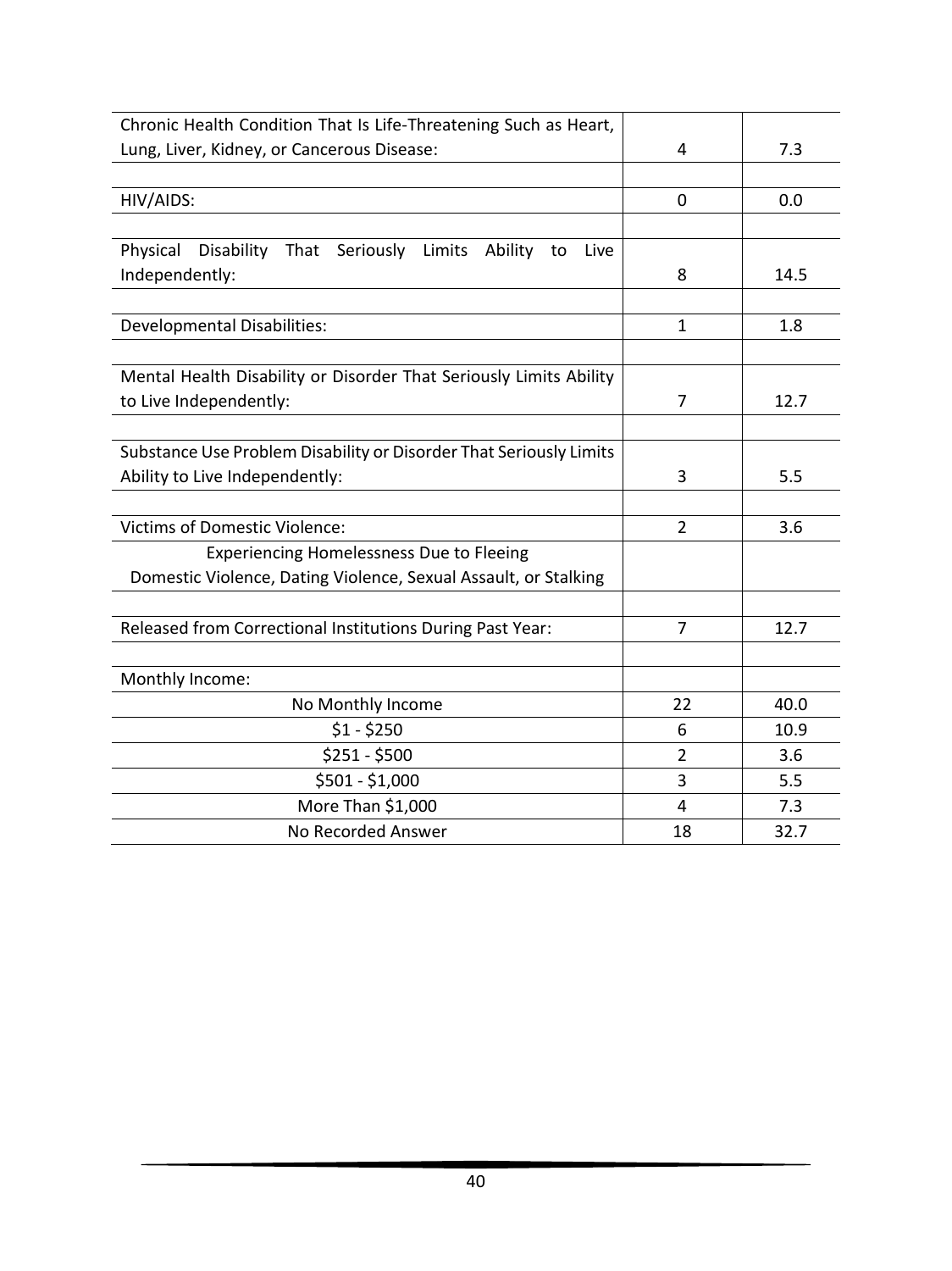| | | |
|---|---|---|
| Chronic Health Condition That Is Life-Threatening Such as Heart, Lung, Liver, Kidney, or Cancerous Disease: | 4 | 7.3 |
| | | |
| HIV/AIDS: | 0 | 0.0 |
| | | |
| Physical Disability That Seriously Limits Ability to Live Independently: | 8 | 14.5 |
| | | |
| Developmental Disabilities: | 1 | 1.8 |
| | | |
| Mental Health Disability or Disorder That Seriously Limits Ability to Live Independently: | 7 | 12.7 |
| | | |
| Substance Use Problem Disability or Disorder That Seriously Limits Ability to Live Independently: | 3 | 5.5 |
| | | |
| Victims of Domestic Violence: | 2 | 3.6 |
| Experiencing Homelessness Due to Fleeing Domestic Violence, Dating Violence, Sexual Assault, or Stalking | | |
| | | |
| Released from Correctional Institutions During Past Year: | 7 | 12.7 |
| | | |
| Monthly Income: | | |
| No Monthly Income | 22 | 40.0 |
| $1 - $250 | 6 | 10.9 |
| $251 - $500 | 2 | 3.6 |
| $501 - $1,000 | 3 | 5.5 |
| More Than $1,000 | 4 | 7.3 |
| No Recorded Answer | 18 | 32.7 |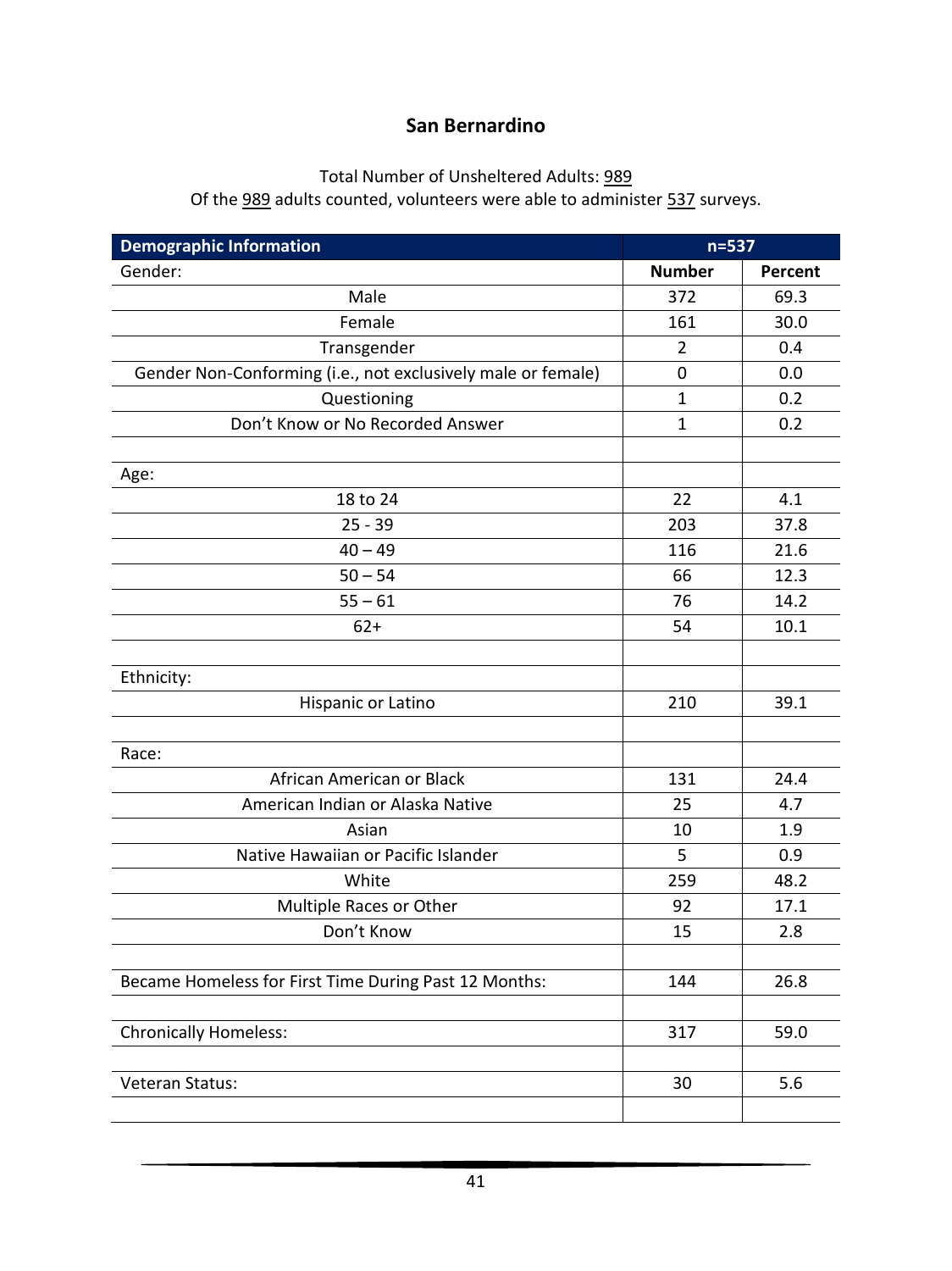## San Bernardino

Total Number of Unsheltered Adults: 989
Of the 989 adults counted, volunteers were able to administer 537 surveys.

| Demographic Information | n=537 | |
|---|---|---|
| Gender: | **Number** | **Percent** |
| Male | 372 | 69.3 |
| Female | 161 | 30.0 |
| Transgender | 2 | 0.4 |
| Gender Non-Conforming (i.e., not exclusively male or female) | 0 | 0.0 |
| Questioning | 1 | 0.2 |
| Don't Know or No Recorded Answer | 1 | 0.2 |
| | | |
| Age: | | |
| 18 to 24 | 22 | 4.1 |
| 25 - 39 | 203 | 37.8 |
| 40 – 49 | 116 | 21.6 |
| 50 – 54 | 66 | 12.3 |
| 55 – 61 | 76 | 14.2 |
| 62+ | 54 | 10.1 |
| | | |
| Ethnicity: | | |
| Hispanic or Latino | 210 | 39.1 |
| | | |
| Race: | | |
| African American or Black | 131 | 24.4 |
| American Indian or Alaska Native | 25 | 4.7 |
| Asian | 10 | 1.9 |
| Native Hawaiian or Pacific Islander | 5 | 0.9 |
| White | 259 | 48.2 |
| Multiple Races or Other | 92 | 17.1 |
| Don't Know | 15 | 2.8 |
| | | |
| Became Homeless for First Time During Past 12 Months: | 144 | 26.8 |
| | | |
| Chronically Homeless: | 317 | 59.0 |
| | | |
| Veteran Status: | 30 | 5.6 |
| | | |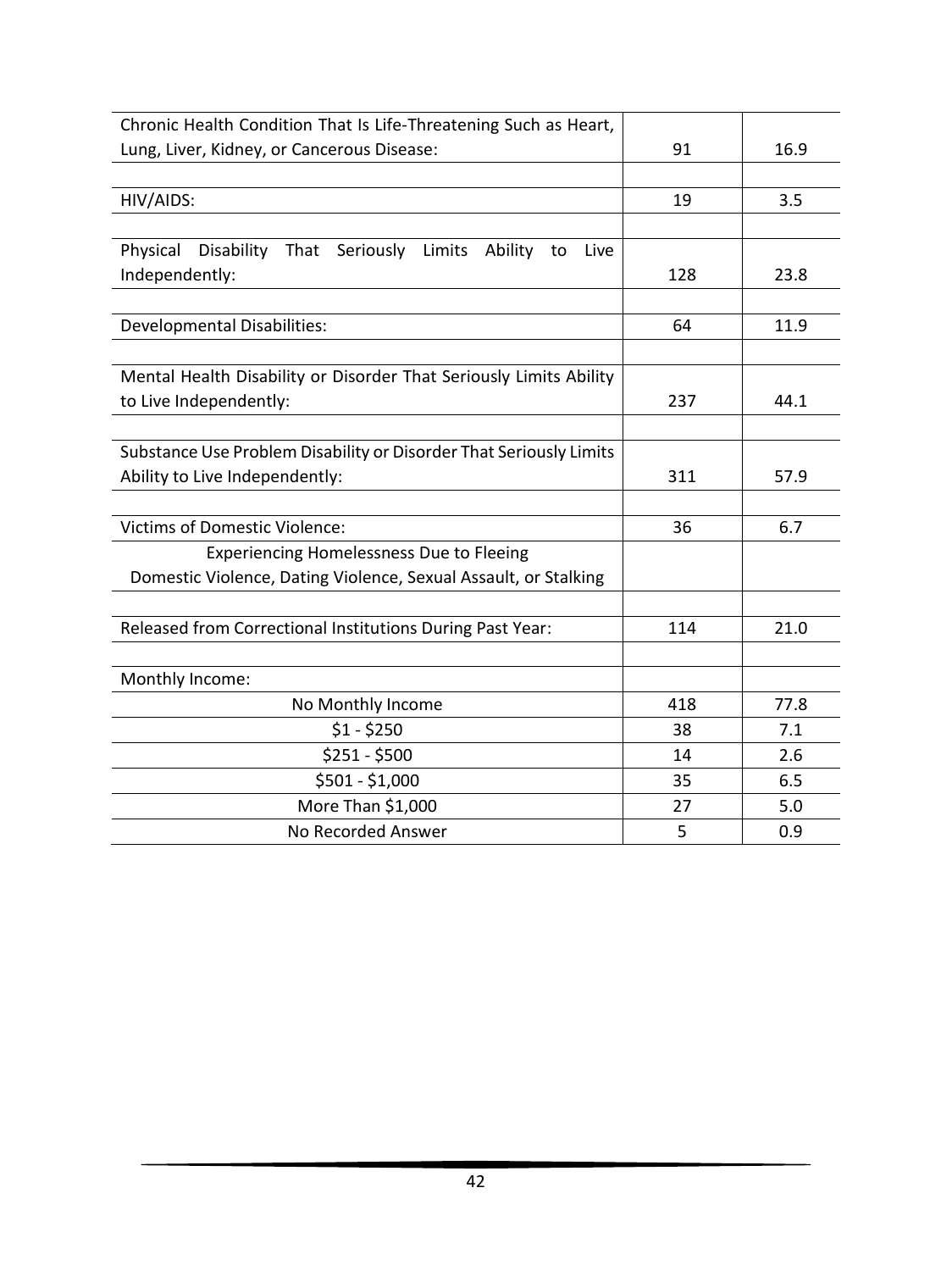| | | |
|---|---|---|
| Chronic Health Condition That Is Life-Threatening Such as Heart, Lung, Liver, Kidney, or Cancerous Disease: | 91 | 16.9 |
| | | |
| HIV/AIDS: | 19 | 3.5 |
| | | |
| Physical Disability That Seriously Limits Ability to Live Independently: | 128 | 23.8 |
| | | |
| Developmental Disabilities: | 64 | 11.9 |
| | | |
| Mental Health Disability or Disorder That Seriously Limits Ability to Live Independently: | 237 | 44.1 |
| | | |
| Substance Use Problem Disability or Disorder That Seriously Limits Ability to Live Independently: | 311 | 57.9 |
| | | |
| Victims of Domestic Violence: | 36 | 6.7 |
| Experiencing Homelessness Due to Fleeing Domestic Violence, Dating Violence, Sexual Assault, or Stalking | | |
| | | |
| Released from Correctional Institutions During Past Year: | 114 | 21.0 |
| | | |
| Monthly Income: | | |
| No Monthly Income | 418 | 77.8 |
| $1 - $250 | 38 | 7.1 |
| $251 - $500 | 14 | 2.6 |
| $501 - $1,000 | 35 | 6.5 |
| More Than $1,000 | 27 | 5.0 |
| No Recorded Answer | 5 | 0.9 |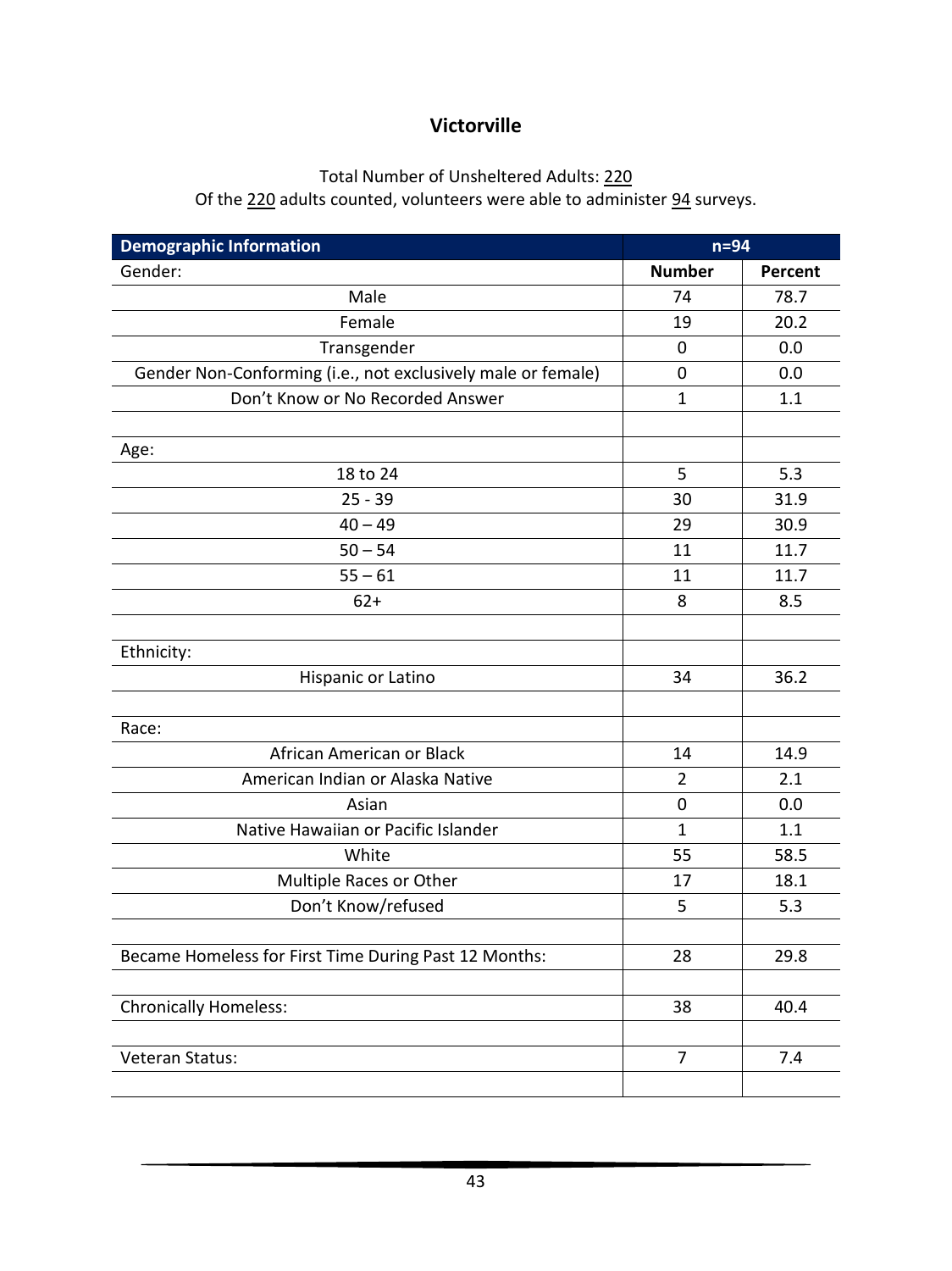## Victorville

Total Number of Unsheltered Adults: 220
Of the 220 adults counted, volunteers were able to administer 94 surveys.

| Demographic Information | n=94 | |
|---|---|---|
| Gender: | **Number** | **Percent** |
| Male | 74 | 78.7 |
| Female | 19 | 20.2 |
| Transgender | 0 | 0.0 |
| Gender Non-Conforming (i.e., not exclusively male or female) | 0 | 0.0 |
| Don't Know or No Recorded Answer | 1 | 1.1 |
| | | |
| Age: | | |
| 18 to 24 | 5 | 5.3 |
| 25 - 39 | 30 | 31.9 |
| 40 – 49 | 29 | 30.9 |
| 50 – 54 | 11 | 11.7 |
| 55 – 61 | 11 | 11.7 |
| 62+ | 8 | 8.5 |
| | | |
| Ethnicity: | | |
| Hispanic or Latino | 34 | 36.2 |
| | | |
| Race: | | |
| African American or Black | 14 | 14.9 |
| American Indian or Alaska Native | 2 | 2.1 |
| Asian | 0 | 0.0 |
| Native Hawaiian or Pacific Islander | 1 | 1.1 |
| White | 55 | 58.5 |
| Multiple Races or Other | 17 | 18.1 |
| Don't Know/refused | 5 | 5.3 |
| | | |
| Became Homeless for First Time During Past 12 Months: | 28 | 29.8 |
| | | |
| Chronically Homeless: | 38 | 40.4 |
| | | |
| Veteran Status: | 7 | 7.4 |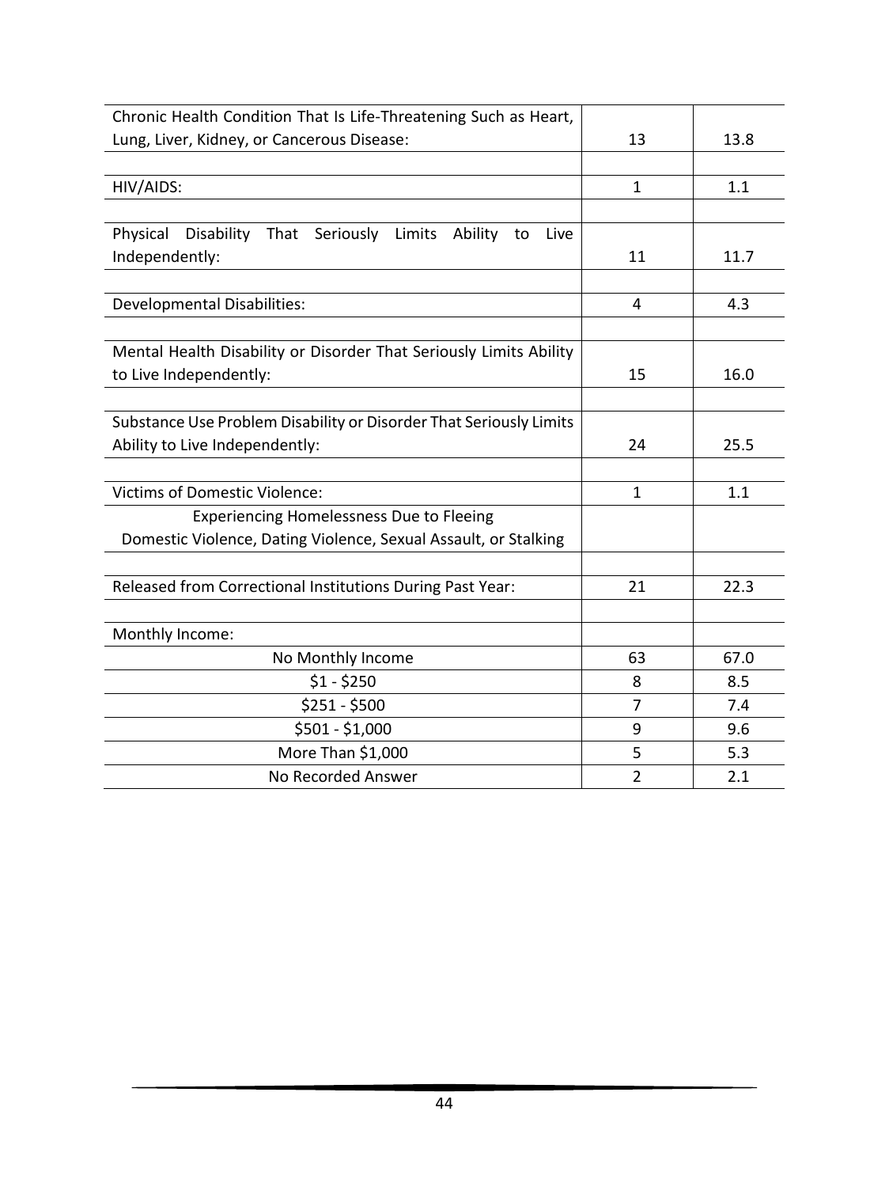| | | |
|---|---|---|
| Chronic Health Condition That Is Life-Threatening Such as Heart, Lung, Liver, Kidney, or Cancerous Disease: | 13 | 13.8 |
| | | |
| HIV/AIDS: | 1 | 1.1 |
| | | |
| Physical Disability That Seriously Limits Ability to Live Independently: | 11 | 11.7 |
| | | |
| Developmental Disabilities: | 4 | 4.3 |
| | | |
| Mental Health Disability or Disorder That Seriously Limits Ability to Live Independently: | 15 | 16.0 |
| | | |
| Substance Use Problem Disability or Disorder That Seriously Limits Ability to Live Independently: | 24 | 25.5 |
| | | |
| Victims of Domestic Violence: | 1 | 1.1 |
| Experiencing Homelessness Due to Fleeing Domestic Violence, Dating Violence, Sexual Assault, or Stalking | | |
| | | |
| Released from Correctional Institutions During Past Year: | 21 | 22.3 |
| | | |
| Monthly Income: | | |
| No Monthly Income | 63 | 67.0 |
| $1 - $250 | 8 | 8.5 |
| $251 - $500 | 7 | 7.4 |
| $501 - $1,000 | 9 | 9.6 |
| More Than $1,000 | 5 | 5.3 |
| No Recorded Answer | 2 | 2.1 |